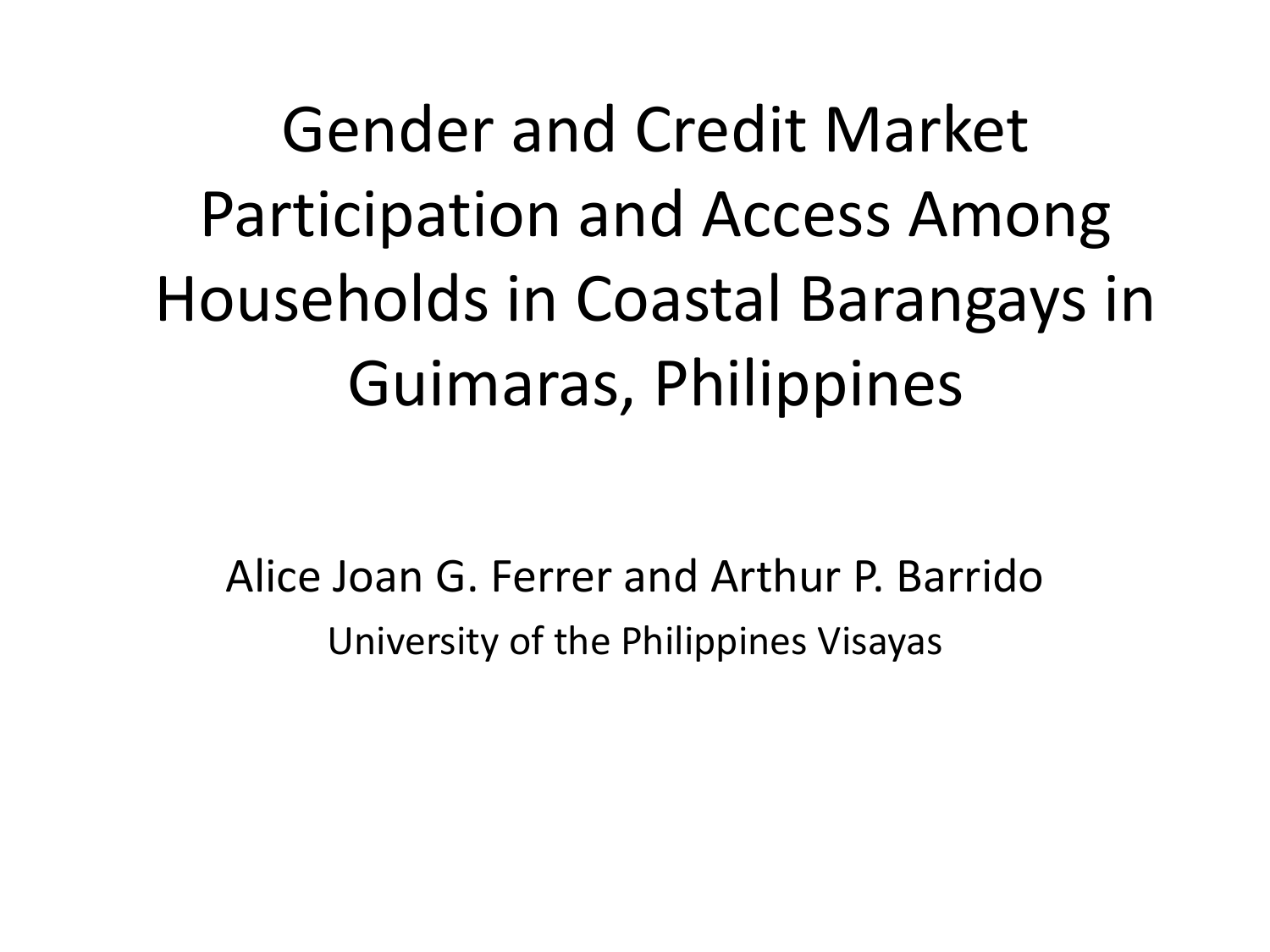# Gender and Credit Market Participation and Access Among Households in Coastal Barangays in Guimaras, Philippines

Alice Joan G. Ferrer and Arthur P. Barrido

University of the Philippines Visayas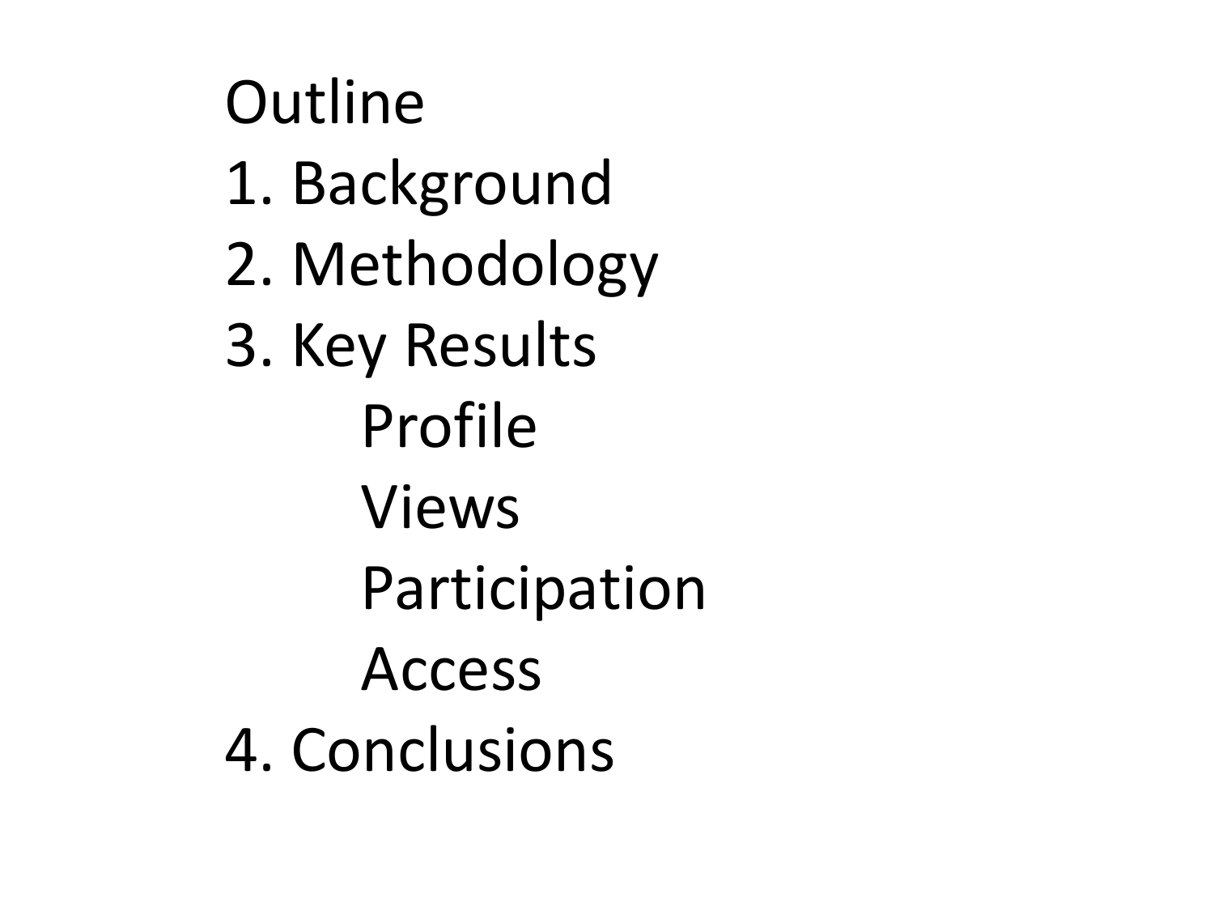# Outline

1. Background
2. Methodology
3. Key Results
    - Profile
    - Views
    - Participation
    - Access
4. Conclusions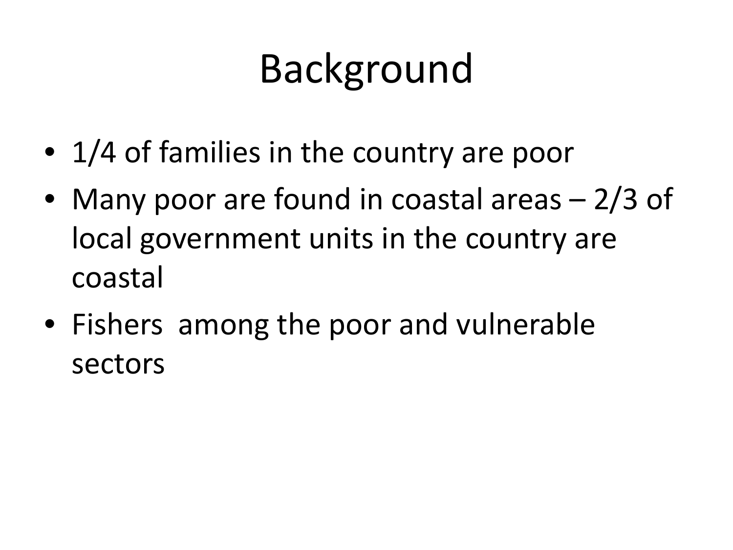# Background

- 1/4 of families in the country are poor
- Many poor are found in coastal areas – 2/3 of local government units in the country are coastal
- Fishers among the poor and vulnerable sectors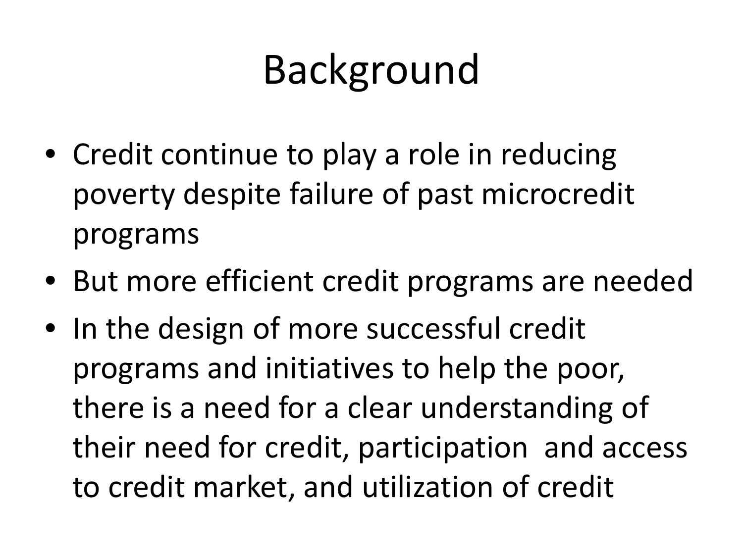# Background

- Credit continue to play a role in reducing poverty despite failure of past microcredit programs
- But more efficient credit programs are needed
- In the design of more successful credit programs and initiatives to help the poor, there is a need for a clear understanding of their need for credit, participation and access to credit market, and utilization of credit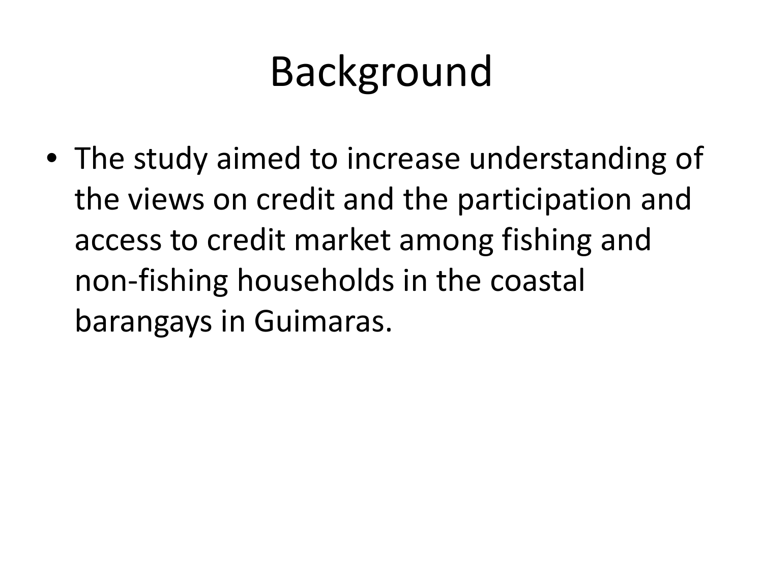# Background

- The study aimed to increase understanding of the views on credit and the participation and access to credit market among fishing and non-fishing households in the coastal barangays in Guimaras.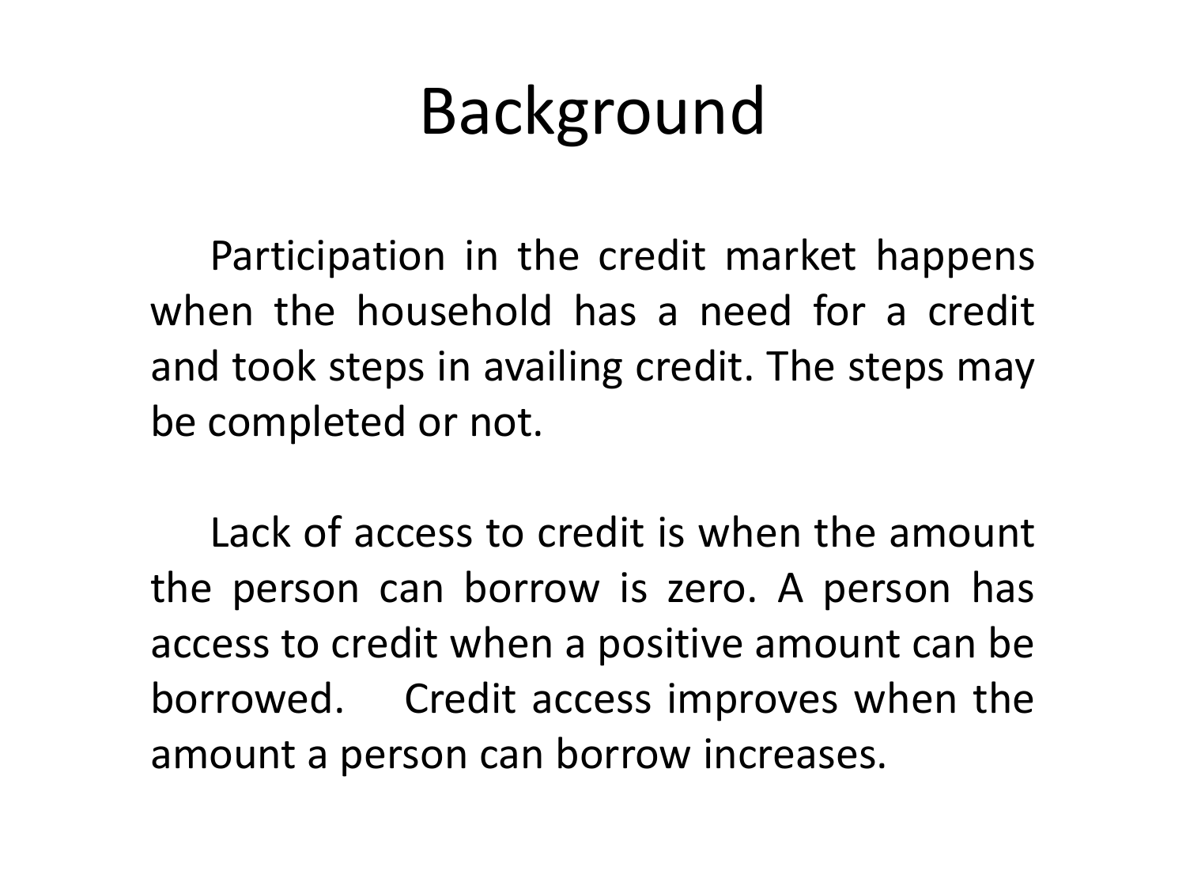# Background

Participation in the credit market happens when the household has a need for a credit and took steps in availing credit. The steps may be completed or not.

Lack of access to credit is when the amount the person can borrow is zero. A person has access to credit when a positive amount can be borrowed. Credit access improves when the amount a person can borrow increases.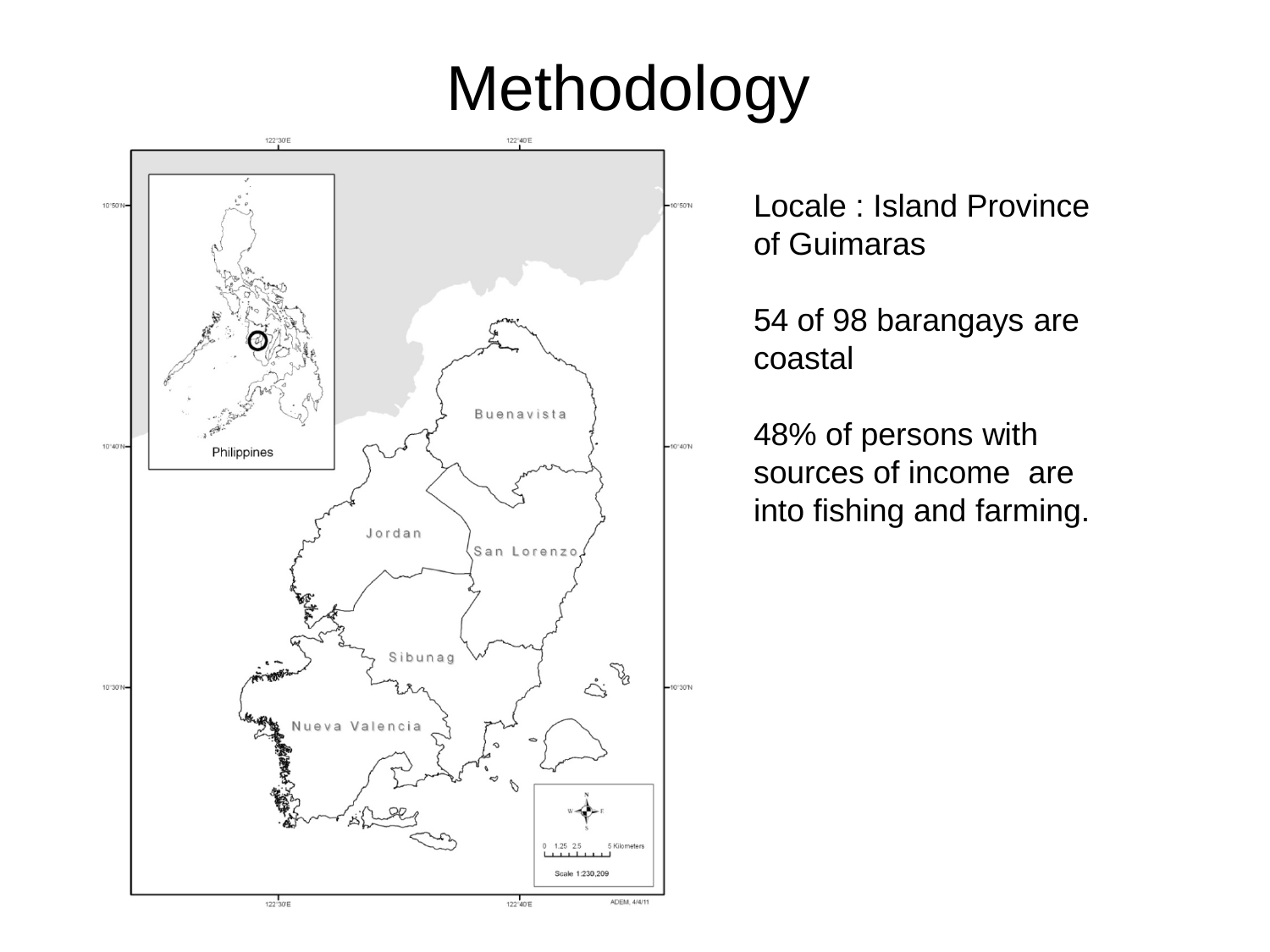# Methodology

Locale : Island Province of Guimaras

54 of 98 barangays are coastal

48% of persons with sources of income are into fishing and farming.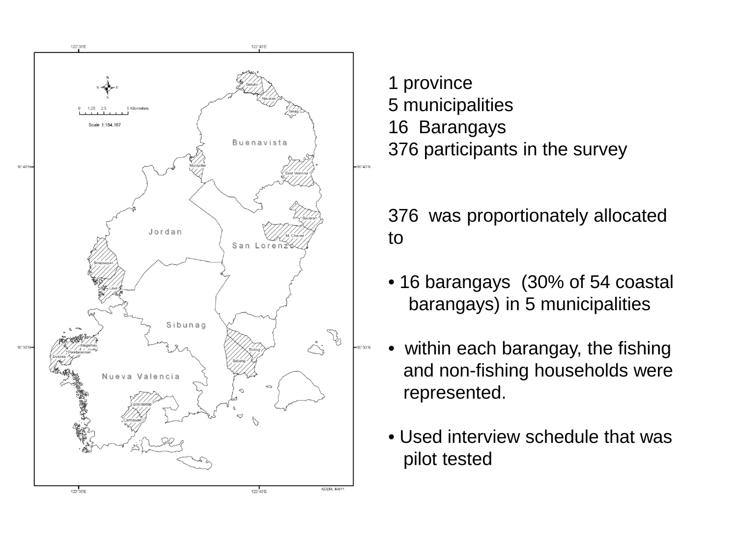1 province
5 municipalities
16 Barangays
376 participants in the survey

376 was proportionately allocated to

- 16 barangays (30% of 54 coastal barangays) in 5 municipalities
- within each barangay, the fishing and non-fishing households were represented.
- Used interview schedule that was pilot tested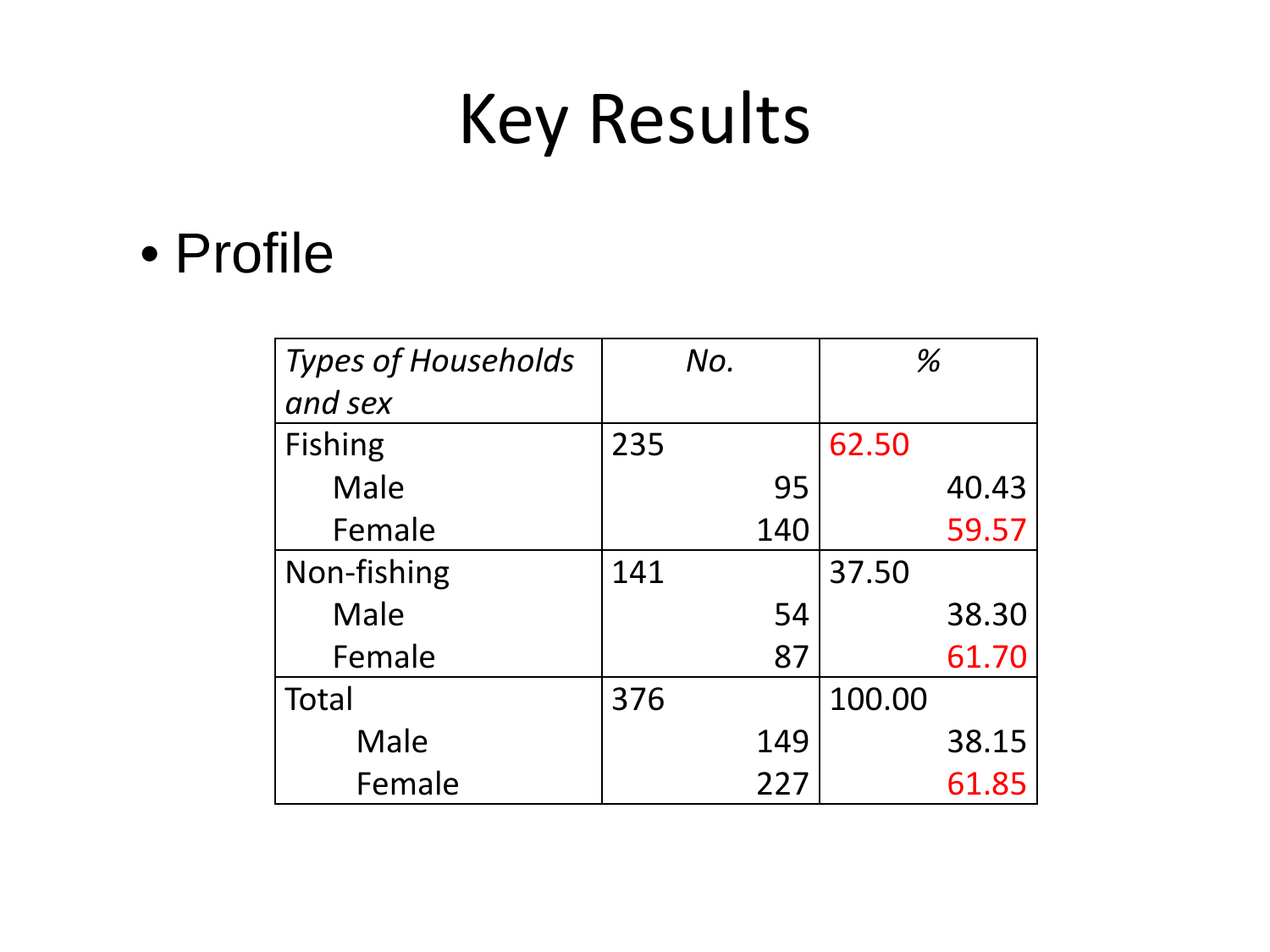# Key Results

- Profile

| *Types of Households and sex* | *No.* | *%* |
|---|---|---|
| Fishing | 235 | 62.50 |
| Male | 95 | 40.43 |
| Female | 140 | 59.57 |
| Non-fishing | 141 | 37.50 |
| Male | 54 | 38.30 |
| Female | 87 | 61.70 |
| Total | 376 | 100.00 |
| Male | 149 | 38.15 |
| Female | 227 | 61.85 |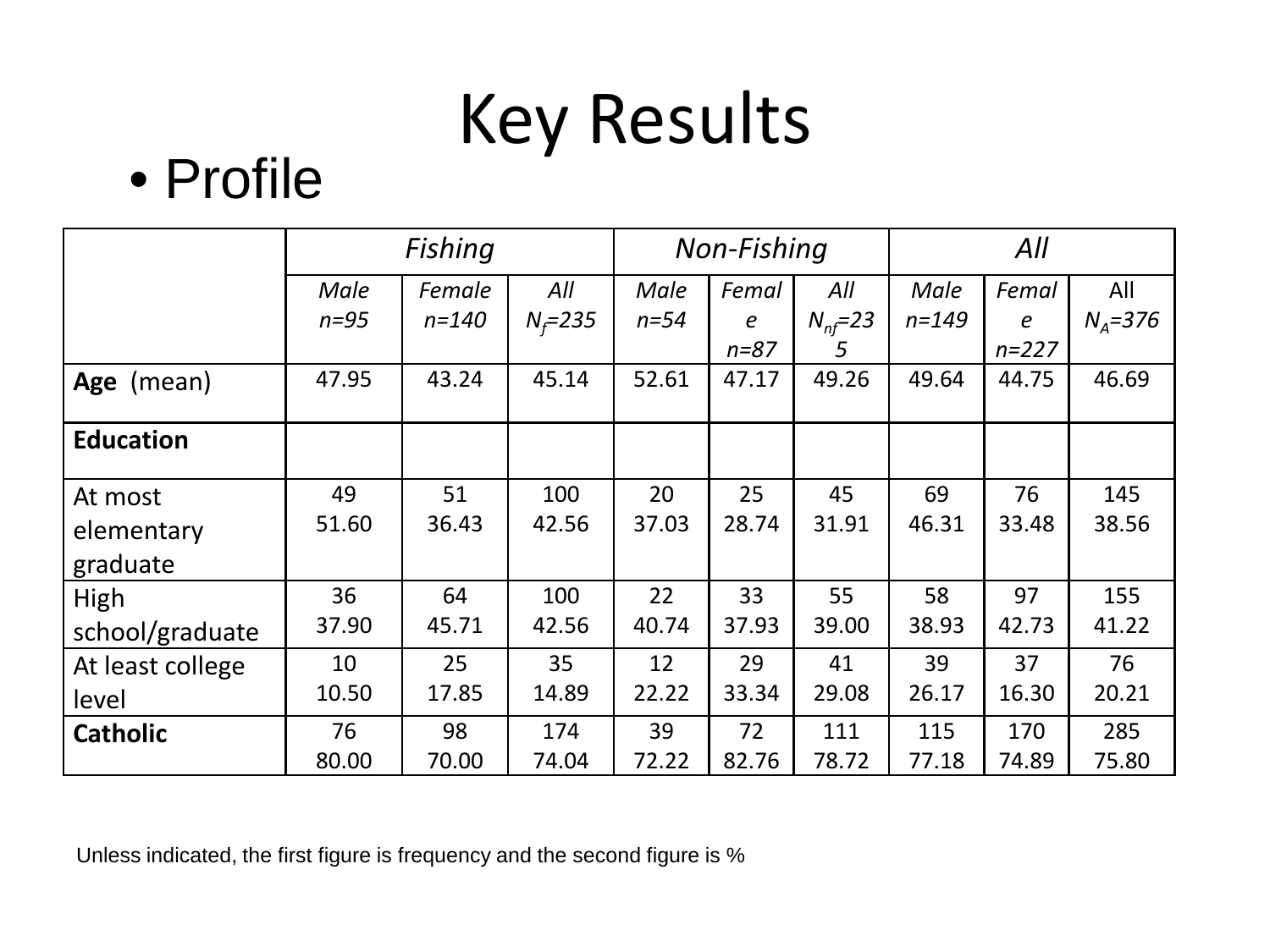# Key Results

- Profile

| | *Fishing* | | | *Non-Fishing* | | | *All* | | |
|---|---|---|---|---|---|---|---|---|---|
| | *Male n=95* | *Female n=140* | *All $N_f$=235* | *Male n=54* | *Female n=87* | *All $N_{nf}$=235* | *Male n=149* | *Female n=227* | All *$N_A$=376* |
| **Age** (mean) | 47.95 | 43.24 | 45.14 | 52.61 | 47.17 | 49.26 | 49.64 | 44.75 | 46.69 |
| **Education** | | | | | | | | | |
| At most elementary graduate | 49 51.60 | 51 36.43 | 100 42.56 | 20 37.03 | 25 28.74 | 45 31.91 | 69 46.31 | 76 33.48 | 145 38.56 |
| High school/graduate | 36 37.90 | 64 45.71 | 100 42.56 | 22 40.74 | 33 37.93 | 55 39.00 | 58 38.93 | 97 42.73 | 155 41.22 |
| At least college level | 10 10.50 | 25 17.85 | 35 14.89 | 12 22.22 | 29 33.34 | 41 29.08 | 39 26.17 | 37 16.30 | 76 20.21 |
| **Catholic** | 76 80.00 | 98 70.00 | 174 74.04 | 39 72.22 | 72 82.76 | 111 78.72 | 115 77.18 | 170 74.89 | 285 75.80 |

Unless indicated, the first figure is frequency and the second figure is %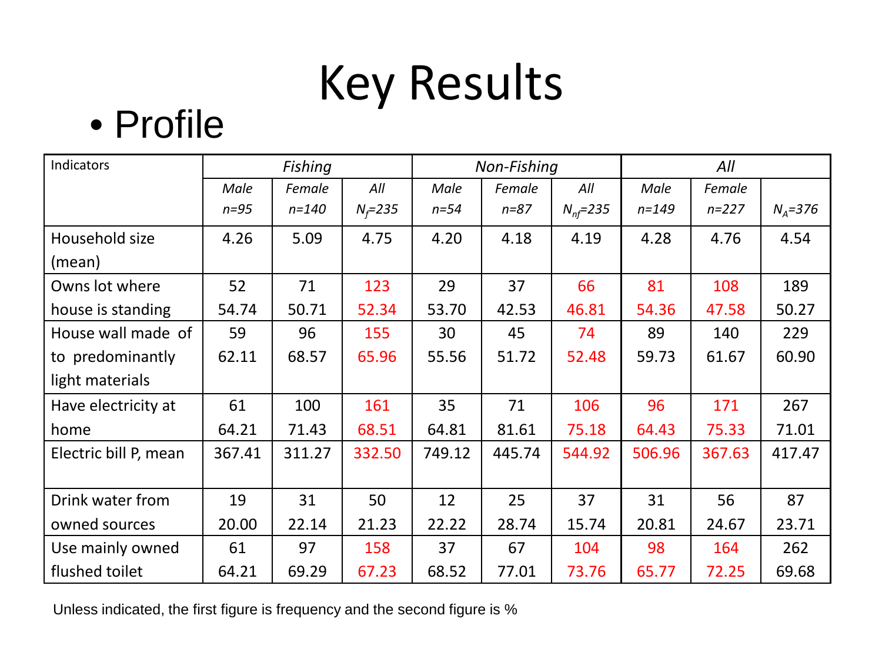# Key Results

- Profile

| Indicators | *Fishing* | | | *Non-Fishing* | | | *All* | | |
|---|---|---|---|---|---|---|---|---|---|
| | *Male n=95* | *Female n=140* | *All $N_f$=235* | *Male n=54* | *Female n=87* | *All $N_{nf}$=235* | *Male n=149* | *Female n=227* | *$N_A$=376* |
| Household size (mean) | 4.26 | 5.09 | 4.75 | 4.20 | 4.18 | 4.19 | 4.28 | 4.76 | 4.54 |
| Owns lot where house is standing | 52<br>54.74 | 71<br>50.71 | 123<br>52.34 | 29<br>53.70 | 37<br>42.53 | 66<br>46.81 | 81<br>54.36 | 108<br>47.58 | 189<br>50.27 |
| House wall made of to predominantly light materials | 59<br>62.11 | 96<br>68.57 | 155<br>65.96 | 30<br>55.56 | 45<br>51.72 | 74<br>52.48 | 89<br>59.73 | 140<br>61.67 | 229<br>60.90 |
| Have electricity at home | 61<br>64.21 | 100<br>71.43 | 161<br>68.51 | 35<br>64.81 | 71<br>81.61 | 106<br>75.18 | 96<br>64.43 | 171<br>75.33 | 267<br>71.01 |
| Electric bill P, mean | 367.41 | 311.27 | 332.50 | 749.12 | 445.74 | 544.92 | 506.96 | 367.63 | 417.47 |
| Drink water from owned sources | 19<br>20.00 | 31<br>22.14 | 50<br>21.23 | 12<br>22.22 | 25<br>28.74 | 37<br>15.74 | 31<br>20.81 | 56<br>24.67 | 87<br>23.71 |
| Use mainly owned flushed toilet | 61<br>64.21 | 97<br>69.29 | 158<br>67.23 | 37<br>68.52 | 67<br>77.01 | 104<br>73.76 | 98<br>65.77 | 164<br>72.25 | 262<br>69.68 |

Unless indicated, the first figure is frequency and the second figure is %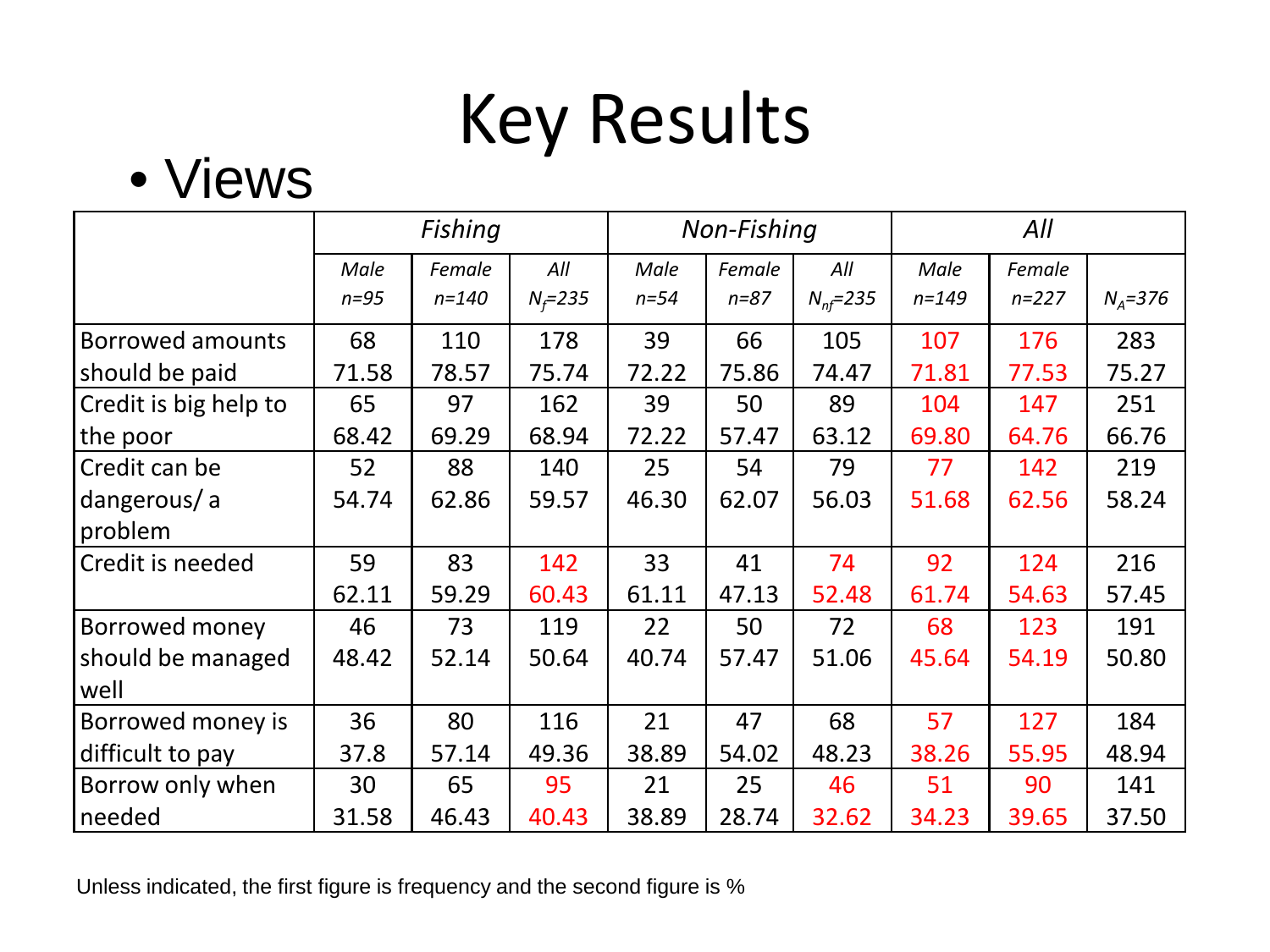# Key Results

- Views

| | *Fishing* | | | *Non-Fishing* | | | *All* | | |
|---|---|---|---|---|---|---|---|---|---|
| | *Male* *n=95* | *Female* *n=140* | *All* $N_f$*=235* | *Male* *n=54* | *Female* *n=87* | *All* $N_{nf}$*=235* | *Male* *n=149* | *Female* *n=227* | $N_A$*=376* |
| Borrowed amounts should be paid | 68 71.58 | 110 78.57 | 178 75.74 | 39 72.22 | 66 75.86 | 105 74.47 | 107 71.81 | 176 77.53 | 283 75.27 |
| Credit is big help to the poor | 65 68.42 | 97 69.29 | 162 68.94 | 39 72.22 | 50 57.47 | 89 63.12 | 104 69.80 | 147 64.76 | 251 66.76 |
| Credit can be dangerous/ a problem | 52 54.74 | 88 62.86 | 140 59.57 | 25 46.30 | 54 62.07 | 79 56.03 | 77 51.68 | 142 62.56 | 219 58.24 |
| Credit is needed | 59 62.11 | 83 59.29 | 142 60.43 | 33 61.11 | 41 47.13 | 74 52.48 | 92 61.74 | 124 54.63 | 216 57.45 |
| Borrowed money should be managed well | 46 48.42 | 73 52.14 | 119 50.64 | 22 40.74 | 50 57.47 | 72 51.06 | 68 45.64 | 123 54.19 | 191 50.80 |
| Borrowed money is difficult to pay | 36 37.8 | 80 57.14 | 116 49.36 | 21 38.89 | 47 54.02 | 68 48.23 | 57 38.26 | 127 55.95 | 184 48.94 |
| Borrow only when needed | 30 31.58 | 65 46.43 | 95 40.43 | 21 38.89 | 25 28.74 | 46 32.62 | 51 34.23 | 90 39.65 | 141 37.50 |

Unless indicated, the first figure is frequency and the second figure is %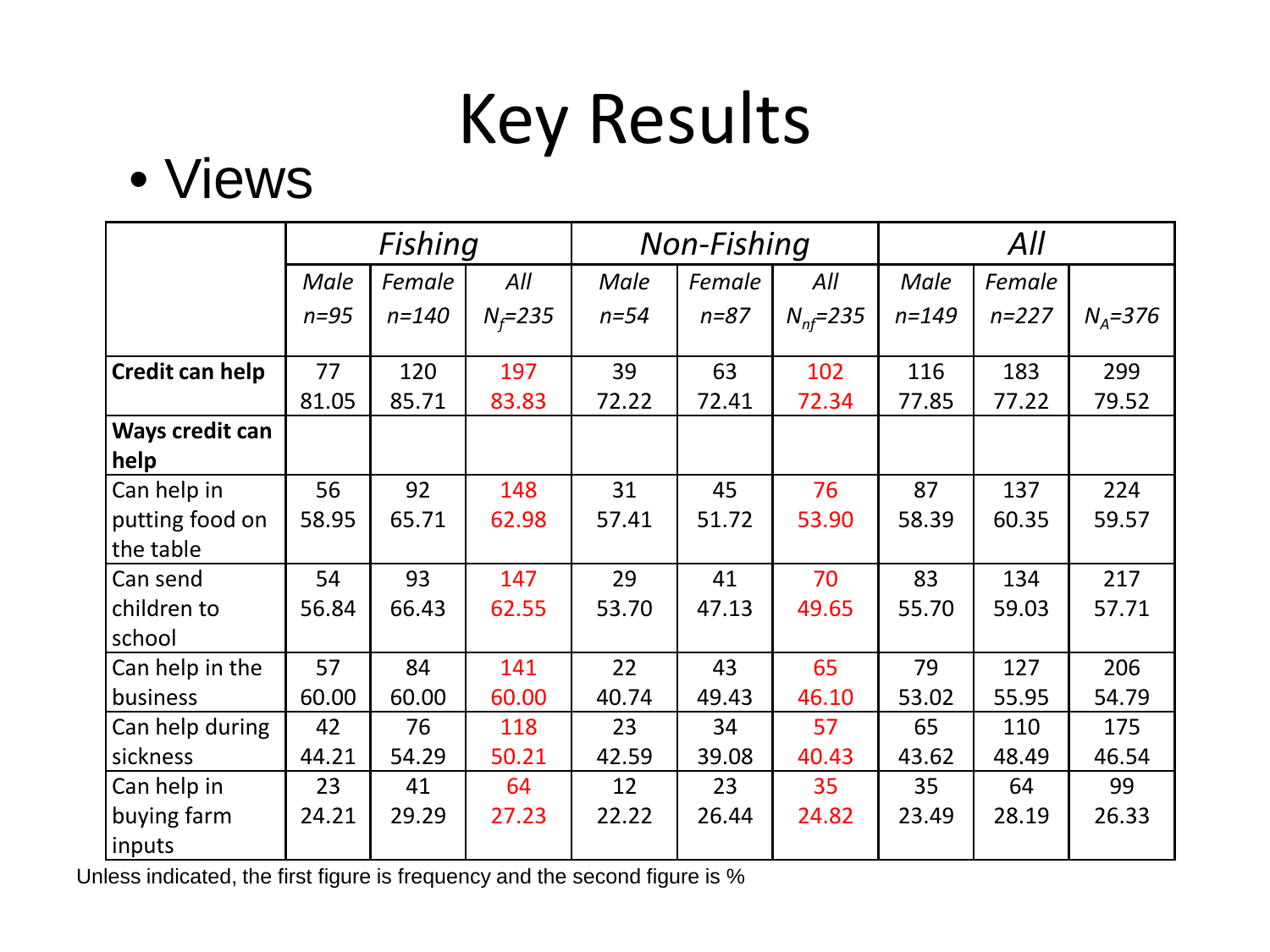# Key Results

- Views

| | *Fishing* | | | *Non-Fishing* | | | *All* | | |
|---|---|---|---|---|---|---|---|---|---|
| | *Male* *n=95* | *Female* *n=140* | *All* $N_f$*=235* | *Male* *n=54* | *Female* *n=87* | *All* $N_{nf}$*=235* | *Male* *n=149* | *Female* *n=227* | $N_A$*=376* |
| **Credit can help** | 77 81.05 | 120 85.71 | 197 83.83 | 39 72.22 | 63 72.41 | 102 72.34 | 116 77.85 | 183 77.22 | 299 79.52 |
| **Ways credit can help** | | | | | | | | | |
| Can help in putting food on the table | 56 58.95 | 92 65.71 | 148 62.98 | 31 57.41 | 45 51.72 | 76 53.90 | 87 58.39 | 137 60.35 | 224 59.57 |
| Can send children to school | 54 56.84 | 93 66.43 | 147 62.55 | 29 53.70 | 41 47.13 | 70 49.65 | 83 55.70 | 134 59.03 | 217 57.71 |
| Can help in the business | 57 60.00 | 84 60.00 | 141 60.00 | 22 40.74 | 43 49.43 | 65 46.10 | 79 53.02 | 127 55.95 | 206 54.79 |
| Can help during sickness | 42 44.21 | 76 54.29 | 118 50.21 | 23 42.59 | 34 39.08 | 57 40.43 | 65 43.62 | 110 48.49 | 175 46.54 |
| Can help in buying farm inputs | 23 24.21 | 41 29.29 | 64 27.23 | 12 22.22 | 23 26.44 | 35 24.82 | 35 23.49 | 64 28.19 | 99 26.33 |

Unless indicated, the first figure is frequency and the second figure is %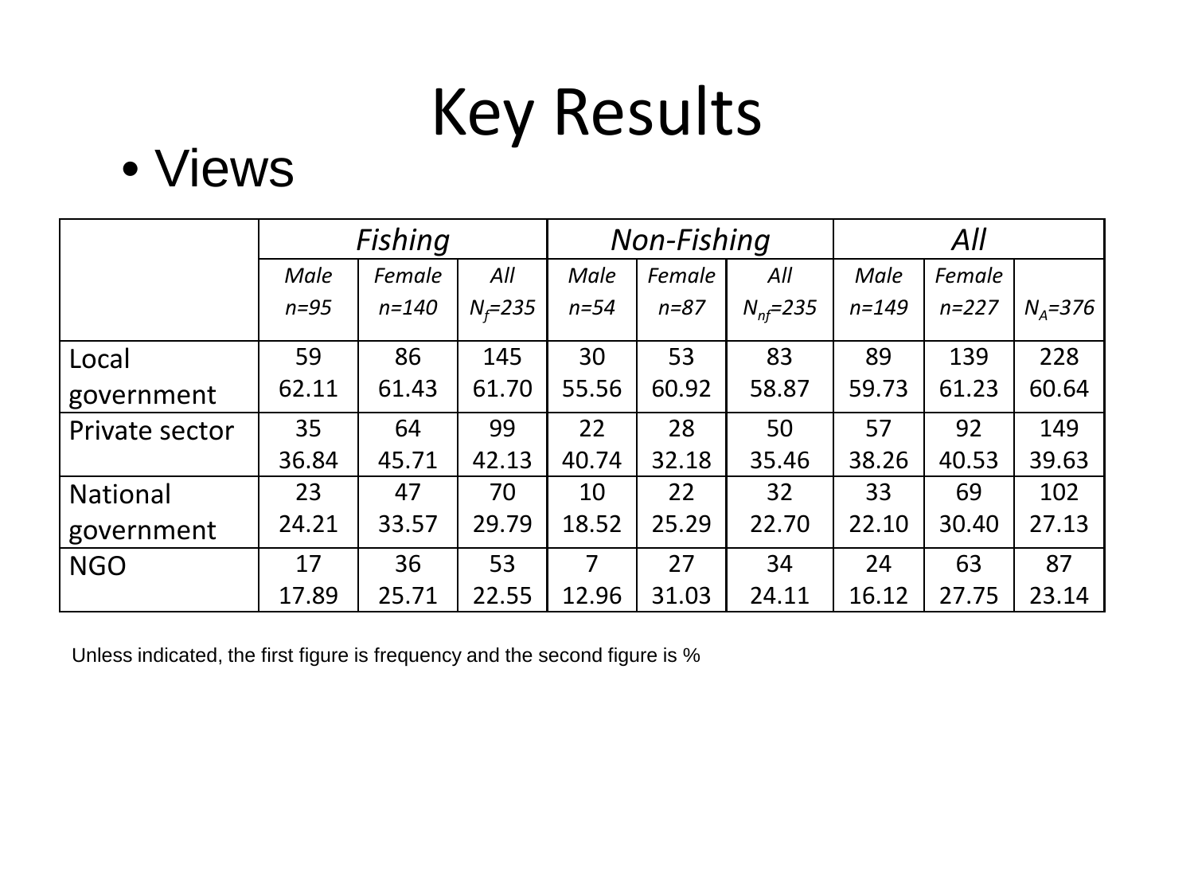# Key Results

- Views

| | *Fishing* | | | *Non-Fishing* | | | *All* | | |
|---|---|---|---|---|---|---|---|---|---|
| | *Male* *n=95* | *Female* *n=140* | *All* $N_f$*=235* | *Male* *n=54* | *Female* *n=87* | *All* $N_{nf}$*=235* | *Male* *n=149* | *Female* *n=227* | $N_A$*=376* |
| Local government | 59 62.11 | 86 61.43 | 145 61.70 | 30 55.56 | 53 60.92 | 83 58.87 | 89 59.73 | 139 61.23 | 228 60.64 |
| Private sector | 35 36.84 | 64 45.71 | 99 42.13 | 22 40.74 | 28 32.18 | 50 35.46 | 57 38.26 | 92 40.53 | 149 39.63 |
| National government | 23 24.21 | 47 33.57 | 70 29.79 | 10 18.52 | 22 25.29 | 32 22.70 | 33 22.10 | 69 30.40 | 102 27.13 |
| NGO | 17 17.89 | 36 25.71 | 53 22.55 | 7 12.96 | 27 31.03 | 34 24.11 | 24 16.12 | 63 27.75 | 87 23.14 |

Unless indicated, the first figure is frequency and the second figure is %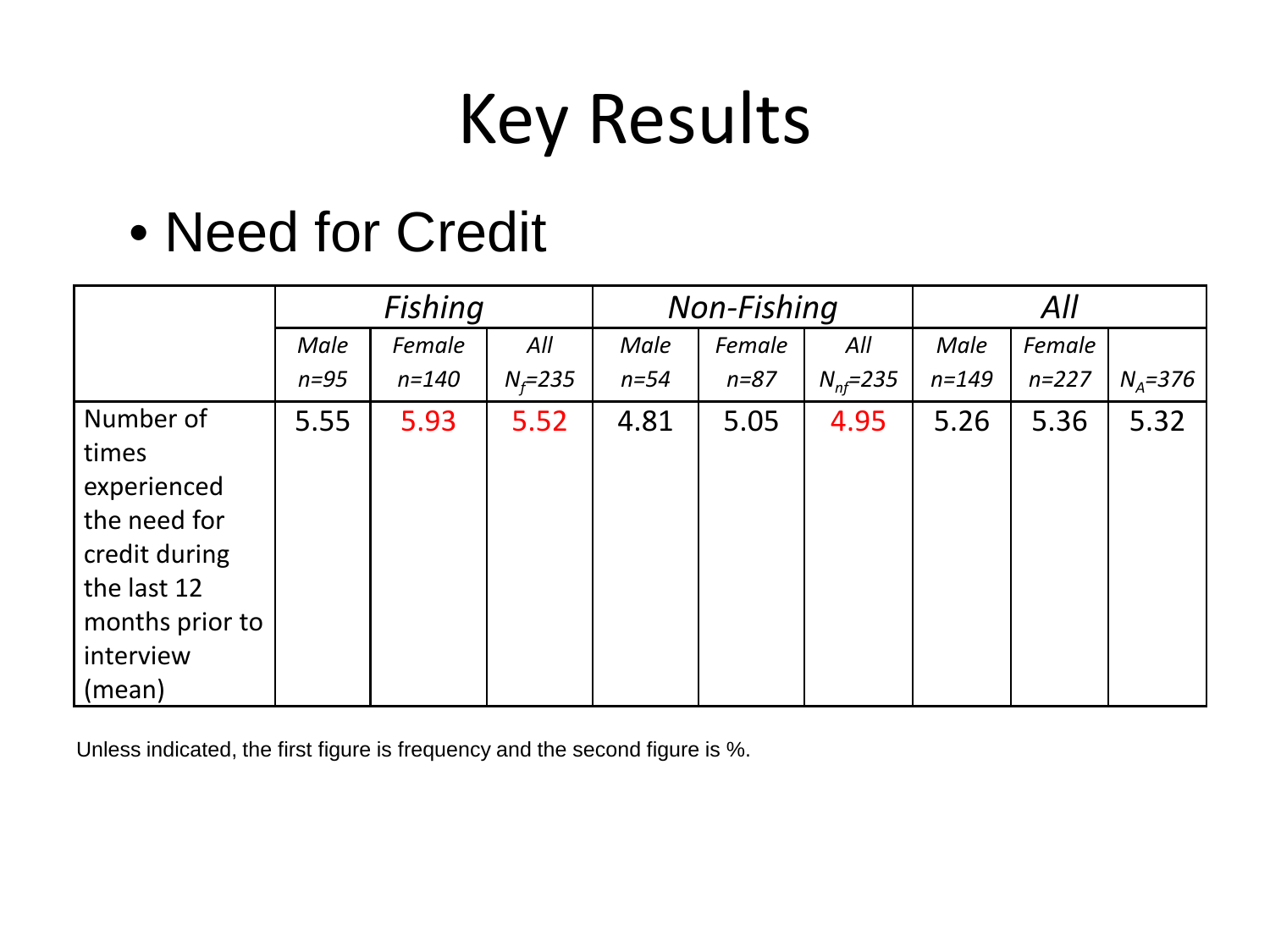# Key Results

- Need for Credit

| | *Fishing* | | | *Non-Fishing* | | | *All* | | |
|---|---|---|---|---|---|---|---|---|---|
| | *Male* *n=95* | *Female* *n=140* | *All* $N_f$*=235* | *Male* *n=54* | *Female* *n=87* | *All* $N_{nf}$*=235* | *Male* *n=149* | *Female* *n=227* | $N_A$*=376* |
| Number of times experienced the need for credit during the last 12 months prior to interview (mean) | 5.55 | 5.93 | 5.52 | 4.81 | 5.05 | 4.95 | 5.26 | 5.36 | 5.32 |

Unless indicated, the first figure is frequency and the second figure is %.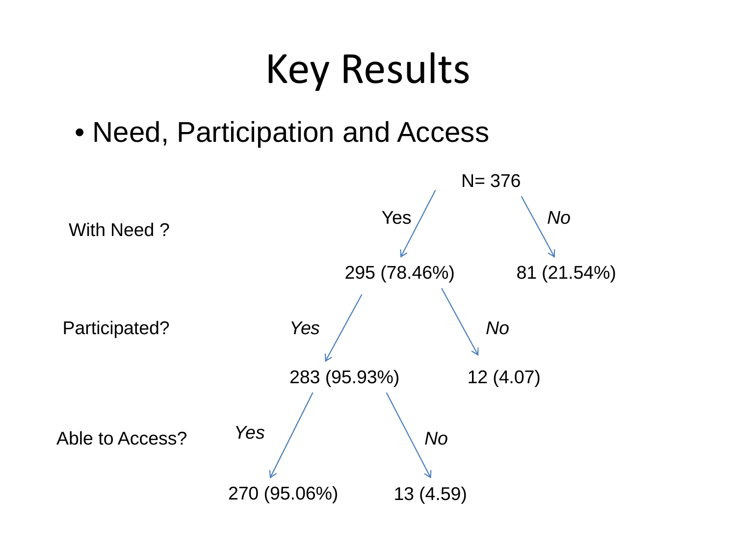# Key Results

- Need, Participation and Access

N= 376

**With Need ?**

- Yes → 295 (78.46%)
- *No* → 81 (21.54%)

**Participated?** (of 295)

- *Yes* → 283 (95.93%)
- *No* → 12 (4.07)

**Able to Access?** (of 283)

- *Yes* → 270 (95.06%)
- *No* → 13 (4.59)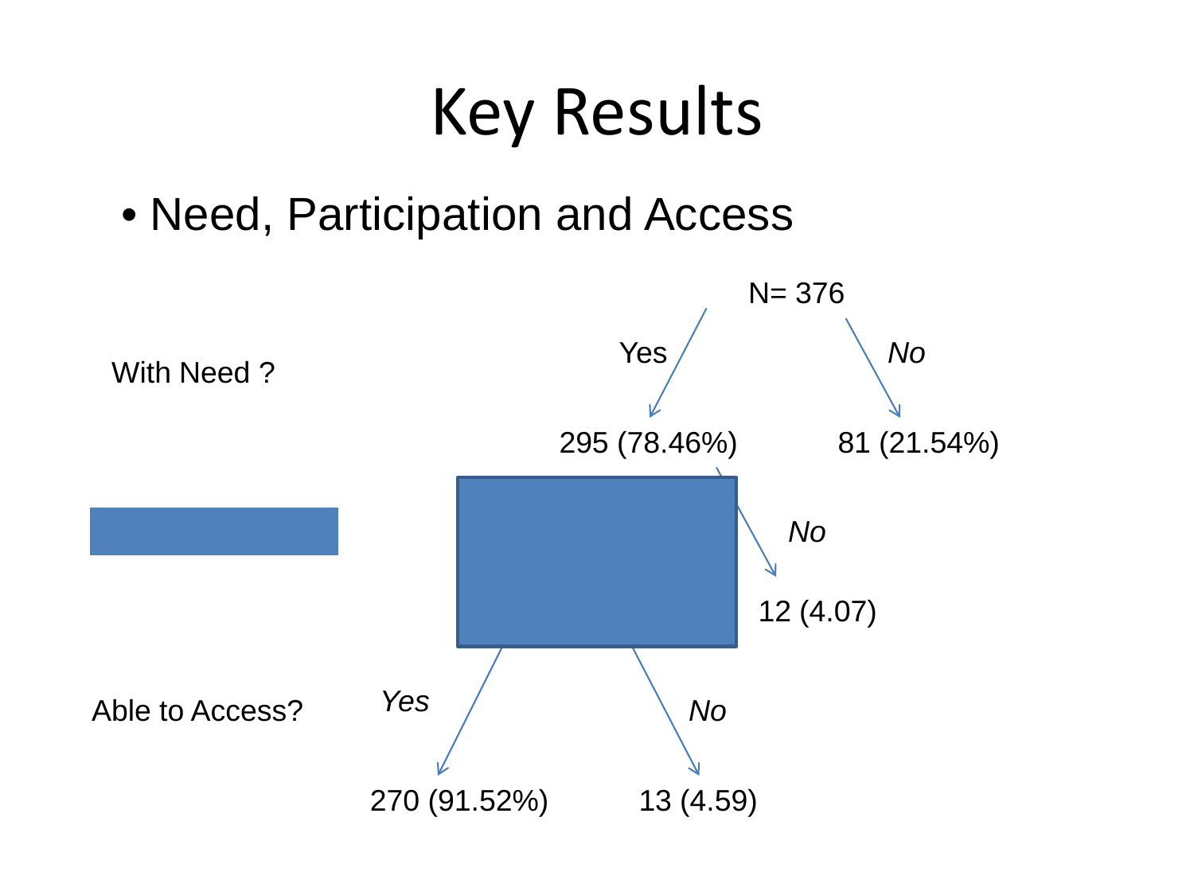# Key Results

- Need, Participation and Access

N= 376

With Need ?

Yes — 295 (78.46%)

*No* — 81 (21.54%)

*No* — 12 (4.07)

Able to Access?

*Yes* — 270 (91.52%)

*No* — 13 (4.59)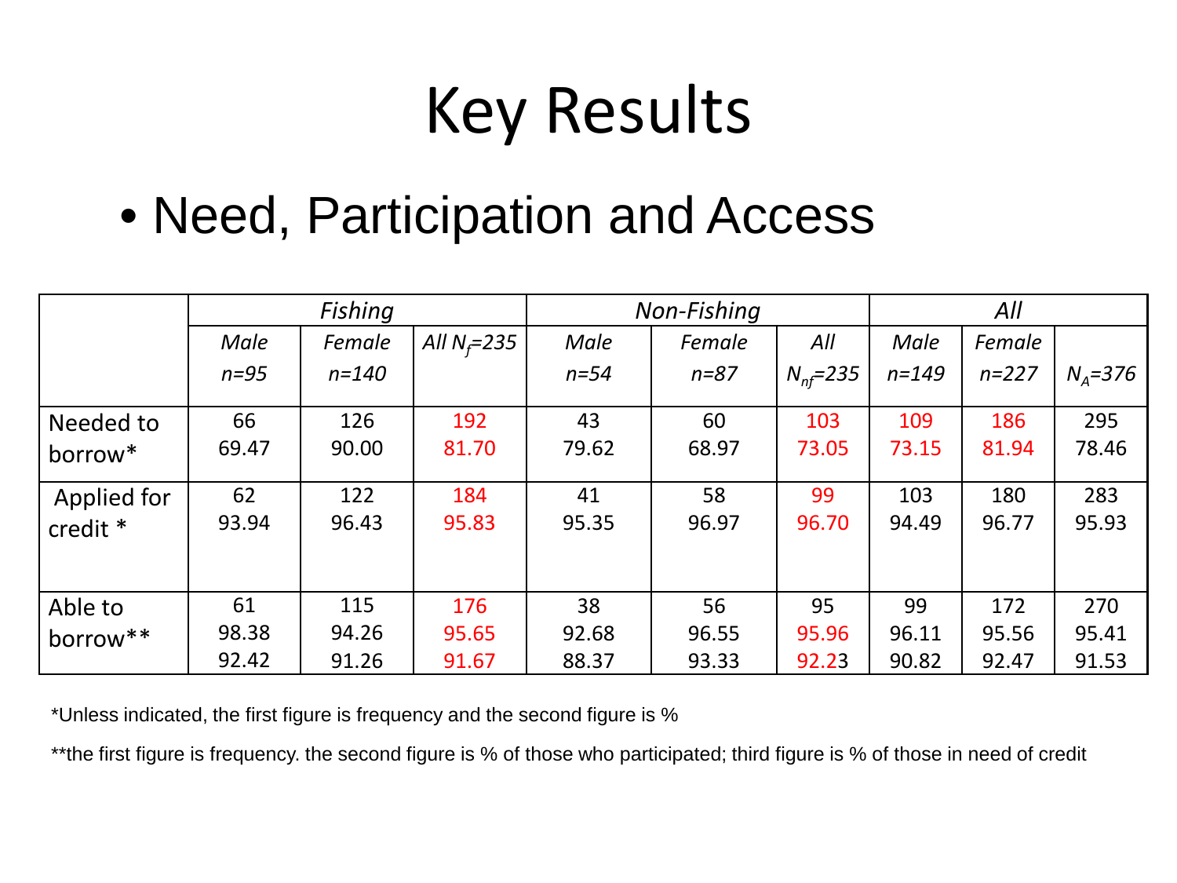# Key Results

- Need, Participation and Access

| | *Fishing* | | | *Non-Fishing* | | | *All* | | |
|---|---|---|---|---|---|---|---|---|---|
| | *Male* *n=95* | *Female* *n=140* | *All $N_f$=235* | *Male* *n=54* | *Female* *n=87* | *All* *$N_{nf}$=235* | *Male* *n=149* | *Female* *n=227* | *$N_A$=376* |
| Needed to borrow* | 66 69.47 | 126 90.00 | 192 81.70 | 43 79.62 | 60 68.97 | 103 73.05 | 109 73.15 | 186 81.94 | 295 78.46 |
| Applied for credit * | 62 93.94 | 122 96.43 | 184 95.83 | 41 95.35 | 58 96.97 | 99 96.70 | 103 94.49 | 180 96.77 | 283 95.93 |
| Able to borrow** | 61 98.38 92.42 | 115 94.26 91.26 | 176 95.65 91.67 | 38 92.68 88.37 | 56 96.55 93.33 | 95 95.96 92.23 | 99 96.11 90.82 | 172 95.56 92.47 | 270 95.41 91.53 |

*Unless indicated, the first figure is frequency and the second figure is %

**the first figure is frequency. the second figure is % of those who participated; third figure is % of those in need of credit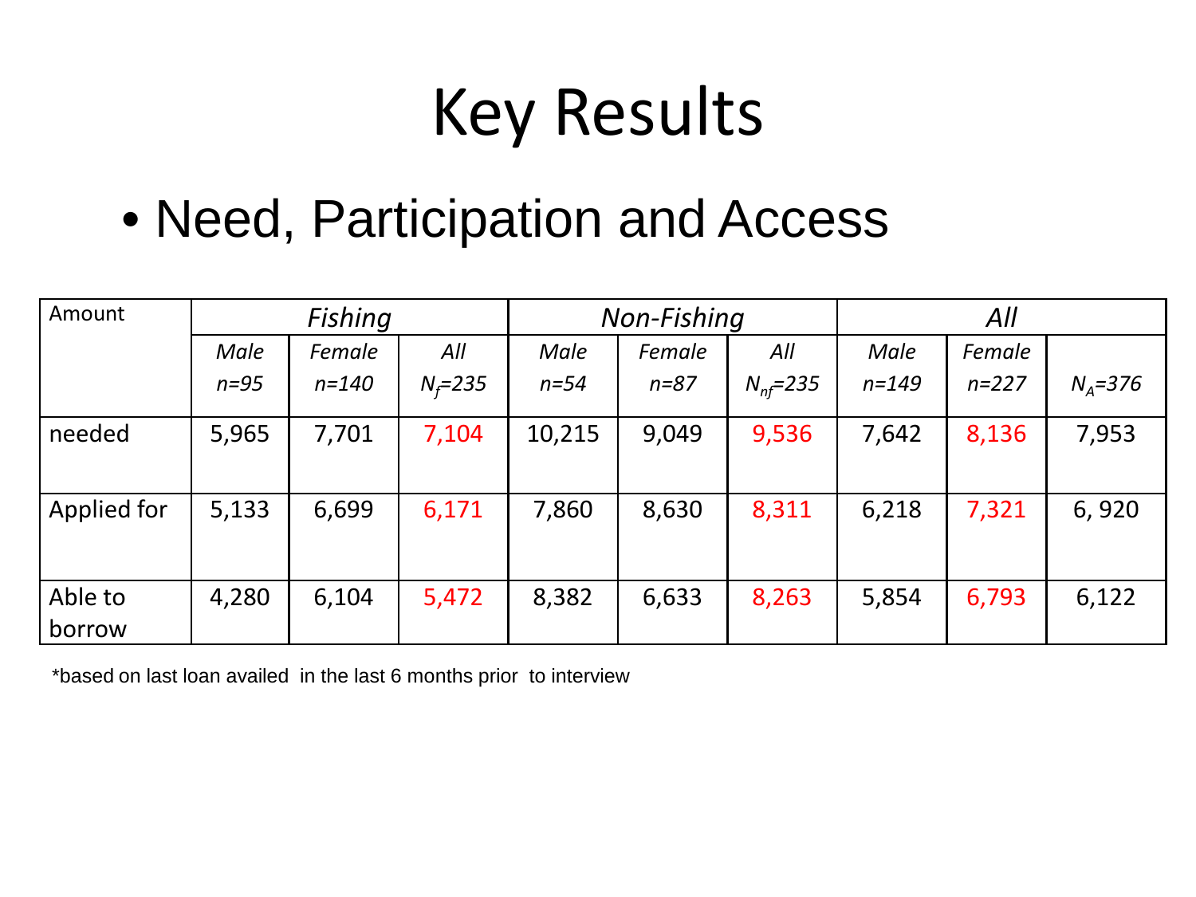# Key Results

- Need, Participation and Access

| Amount | *Fishing* | | | *Non-Fishing* | | | *All* | | |
|---|---|---|---|---|---|---|---|---|---|
| | *Male n=95* | *Female n=140* | *All $N_f$=235* | *Male n=54* | *Female n=87* | *All $N_{nf}$=235* | *Male n=149* | *Female n=227* | *$N_A$=376* |
| needed | 5,965 | 7,701 | 7,104 | 10,215 | 9,049 | 9,536 | 7,642 | 8,136 | 7,953 |
| Applied for | 5,133 | 6,699 | 6,171 | 7,860 | 8,630 | 8,311 | 6,218 | 7,321 | 6, 920 |
| Able to borrow | 4,280 | 6,104 | 5,472 | 8,382 | 6,633 | 8,263 | 5,854 | 6,793 | 6,122 |

*based on last loan availed in the last 6 months prior to interview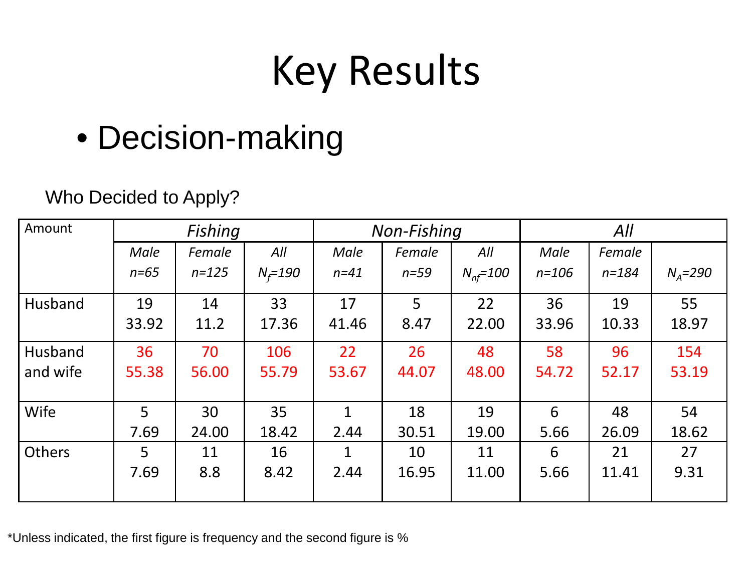# Key Results

- Decision-making

Who Decided to Apply?

| Amount | *Fishing* | | | *Non-Fishing* | | | *All* | | |
|---|---|---|---|---|---|---|---|---|---|
| | *Male* *n=65* | *Female* *n=125* | *All* $N_f$*=190* | *Male* *n=41* | *Female* *n=59* | *All* $N_{nf}$*=100* | *Male* *n=106* | *Female* *n=184* | $N_A$*=290* |
| Husband | 19 33.92 | 14 11.2 | 33 17.36 | 17 41.46 | 5 8.47 | 22 22.00 | 36 33.96 | 19 10.33 | 55 18.97 |
| Husband and wife | 36 55.38 | 70 56.00 | 106 55.79 | 22 53.67 | 26 44.07 | 48 48.00 | 58 54.72 | 96 52.17 | 154 53.19 |
| Wife | 5 7.69 | 30 24.00 | 35 18.42 | 1 2.44 | 18 30.51 | 19 19.00 | 6 5.66 | 48 26.09 | 54 18.62 |
| Others | 5 7.69 | 11 8.8 | 16 8.42 | 1 2.44 | 10 16.95 | 11 11.00 | 6 5.66 | 21 11.41 | 27 9.31 |

*Unless indicated, the first figure is frequency and the second figure is %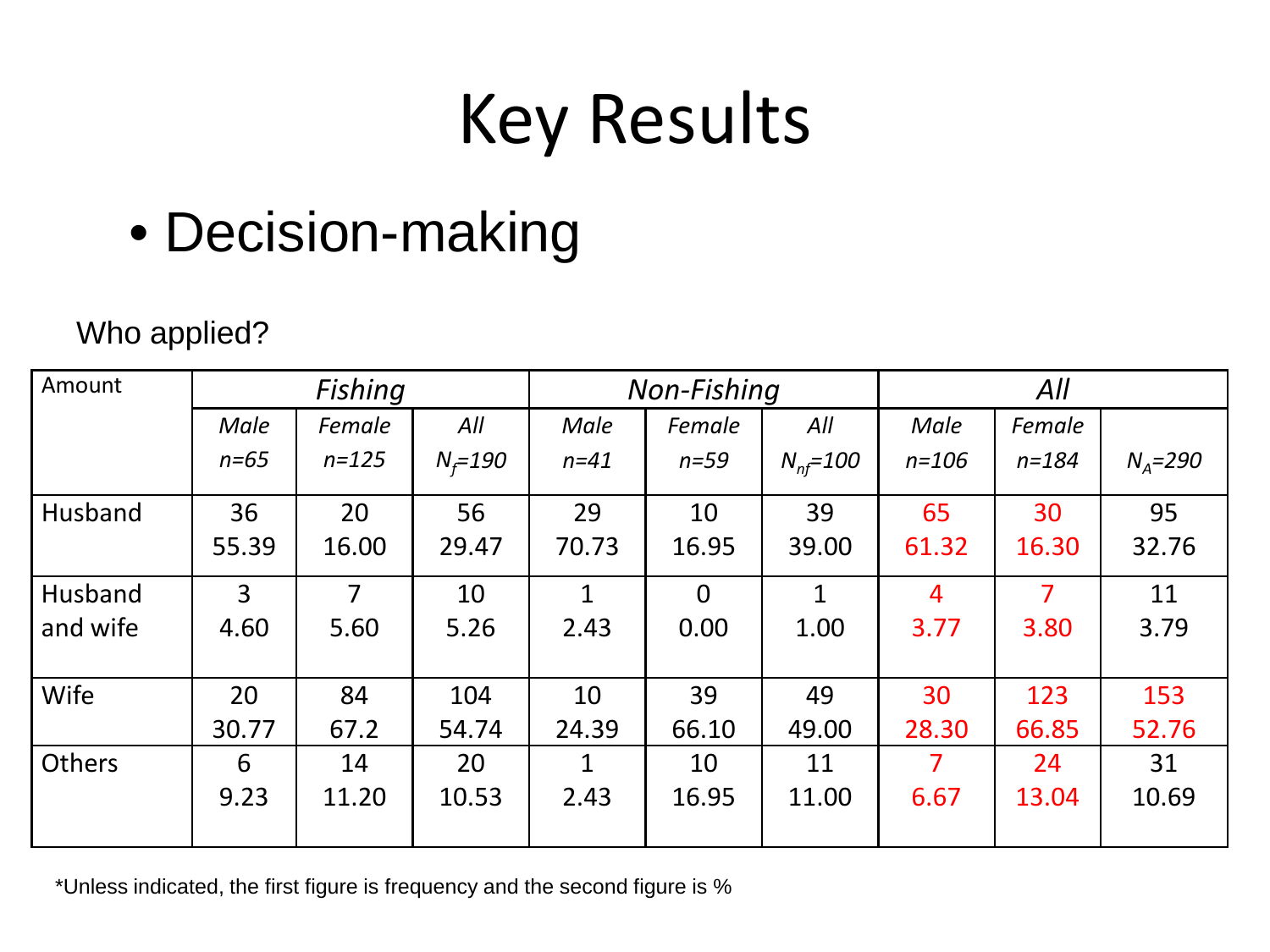# Key Results

- Decision-making

Who applied?

| Amount | *Fishing* | | | *Non-Fishing* | | | *All* | | |
|---|---|---|---|---|---|---|---|---|---|
| | *Male* *n=65* | *Female* *n=125* | *All* $N_f$*=190* | *Male* *n=41* | *Female* *n=59* | *All* $N_{nf}$*=100* | *Male* *n=106* | *Female* *n=184* | $N_A$*=290* |
| Husband | 36 55.39 | 20 16.00 | 56 29.47 | 29 70.73 | 10 16.95 | 39 39.00 | 65 61.32 | 30 16.30 | 95 32.76 |
| Husband and wife | 3 4.60 | 7 5.60 | 10 5.26 | 1 2.43 | 0 0.00 | 1 1.00 | 4 3.77 | 7 3.80 | 11 3.79 |
| Wife | 20 30.77 | 84 67.2 | 104 54.74 | 10 24.39 | 39 66.10 | 49 49.00 | 30 28.30 | 123 66.85 | 153 52.76 |
| Others | 6 9.23 | 14 11.20 | 20 10.53 | 1 2.43 | 10 16.95 | 11 11.00 | 7 6.67 | 24 13.04 | 31 10.69 |

*Unless indicated, the first figure is frequency and the second figure is %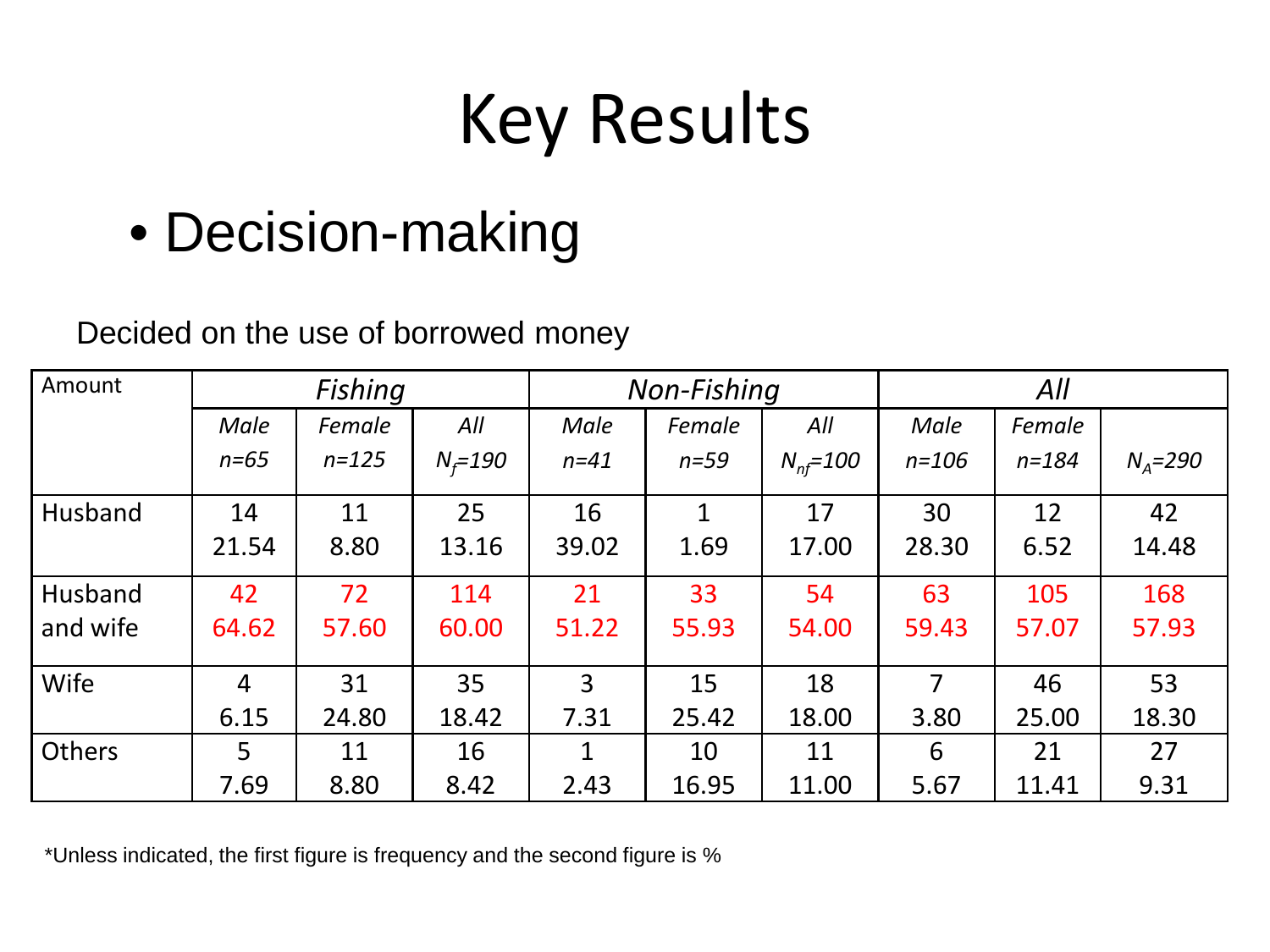# Key Results

- Decision-making

Decided on the use of borrowed money

| Amount | *Fishing* | | | *Non-Fishing* | | | *All* | | |
|---|---|---|---|---|---|---|---|---|---|
| | *Male* *n=65* | *Female* *n=125* | *All* $N_f$*=190* | *Male* *n=41* | *Female* *n=59* | *All* $N_{nf}$*=100* | *Male* *n=106* | *Female* *n=184* | $N_A$*=290* |
| Husband | 14 21.54 | 11 8.80 | 25 13.16 | 16 39.02 | 1 1.69 | 17 17.00 | 30 28.30 | 12 6.52 | 42 14.48 |
| Husband and wife | 42 64.62 | 72 57.60 | 114 60.00 | 21 51.22 | 33 55.93 | 54 54.00 | 63 59.43 | 105 57.07 | 168 57.93 |
| Wife | 4 6.15 | 31 24.80 | 35 18.42 | 3 7.31 | 15 25.42 | 18 18.00 | 7 3.80 | 46 25.00 | 53 18.30 |
| Others | 5 7.69 | 11 8.80 | 16 8.42 | 1 2.43 | 10 16.95 | 11 11.00 | 6 5.67 | 21 11.41 | 27 9.31 |

*Unless indicated, the first figure is frequency and the second figure is %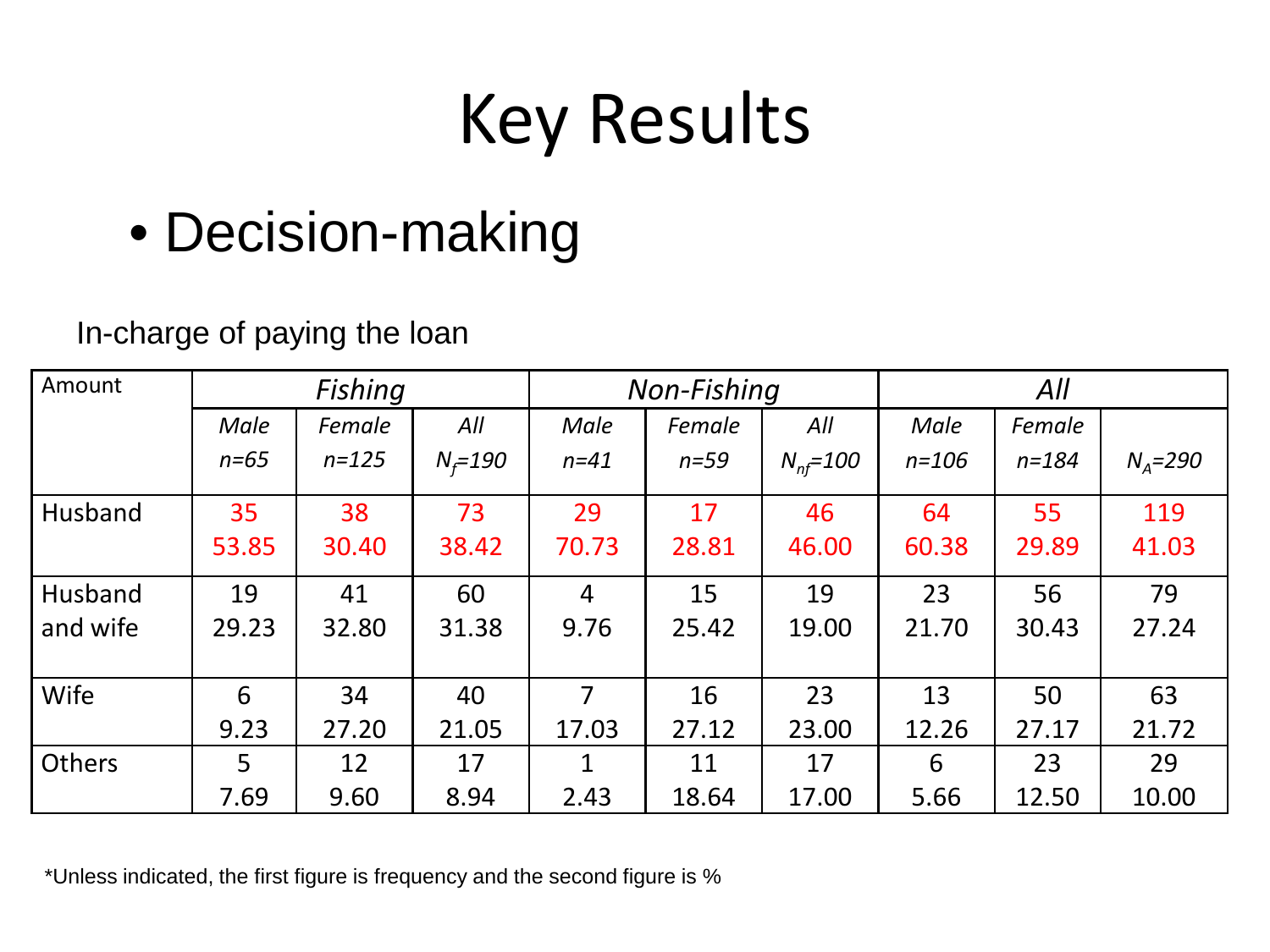# Key Results

- Decision-making

In-charge of paying the loan

| Amount | *Fishing* | | | *Non-Fishing* | | | *All* | | |
|---|---|---|---|---|---|---|---|---|---|
| | *Male* *n=65* | *Female* *n=125* | *All* $N_f$*=190* | *Male* *n=41* | *Female* *n=59* | *All* $N_{nf}$*=100* | *Male* *n=106* | *Female* *n=184* | $N_A$*=290* |
| Husband | 35 53.85 | 38 30.40 | 73 38.42 | 29 70.73 | 17 28.81 | 46 46.00 | 64 60.38 | 55 29.89 | 119 41.03 |
| Husband and wife | 19 29.23 | 41 32.80 | 60 31.38 | 4 9.76 | 15 25.42 | 19 19.00 | 23 21.70 | 56 30.43 | 79 27.24 |
| Wife | 6 9.23 | 34 27.20 | 40 21.05 | 7 17.03 | 16 27.12 | 23 23.00 | 13 12.26 | 50 27.17 | 63 21.72 |
| Others | 5 7.69 | 12 9.60 | 17 8.94 | 1 2.43 | 11 18.64 | 17 17.00 | 6 5.66 | 23 12.50 | 29 10.00 |

*Unless indicated, the first figure is frequency and the second figure is %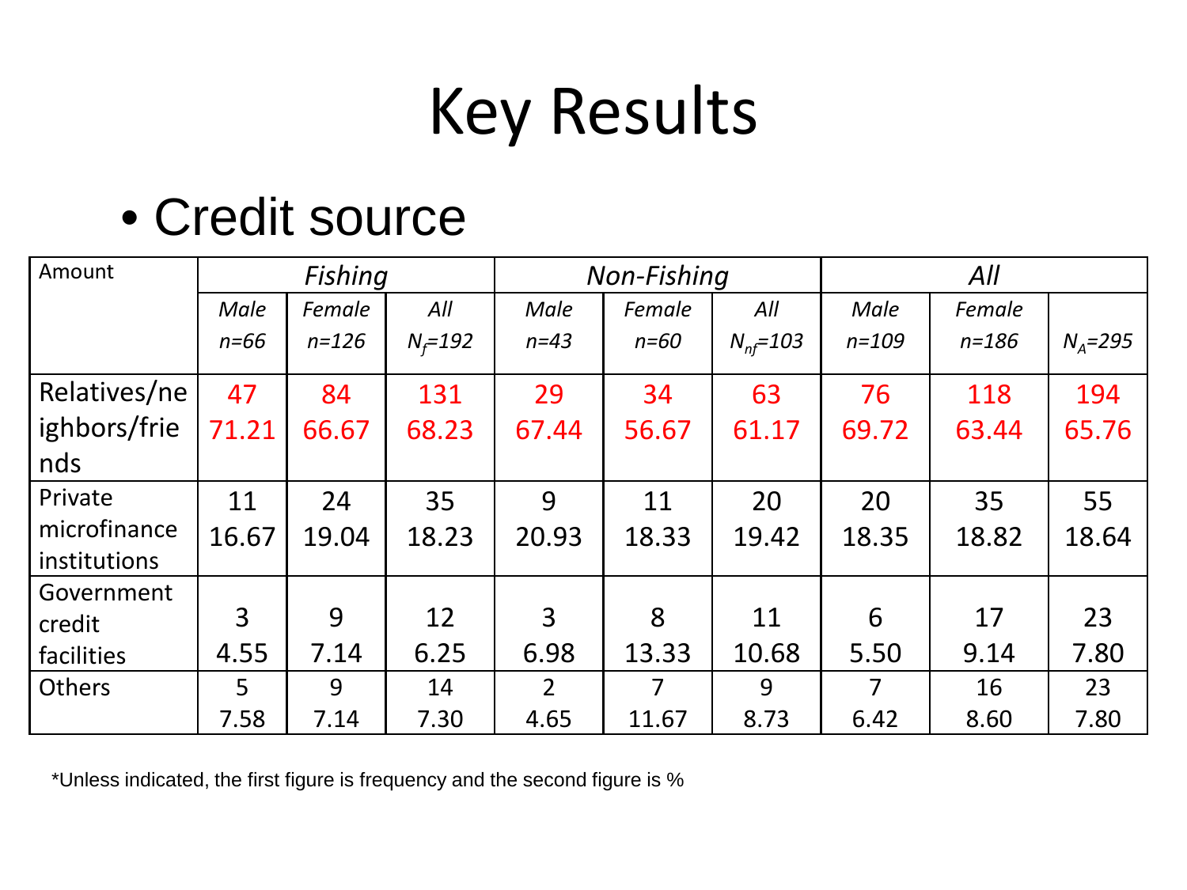# Key Results

- Credit source

| Amount | *Fishing* | | | *Non-Fishing* | | | *All* | | |
|---|---|---|---|---|---|---|---|---|---|
| | *Male n=66* | *Female n=126* | *All $N_f$=192* | *Male n=43* | *Female n=60* | *All $N_{nf}$=103* | *Male n=109* | *Female n=186* | *$N_A$=295* |
| Relatives/neighbors/friends | 47 71.21 | 84 66.67 | 131 68.23 | 29 67.44 | 34 56.67 | 63 61.17 | 76 69.72 | 118 63.44 | 194 65.76 |
| Private microfinance institutions | 11 16.67 | 24 19.04 | 35 18.23 | 9 20.93 | 11 18.33 | 20 19.42 | 20 18.35 | 35 18.82 | 55 18.64 |
| Government credit facilities | 3 4.55 | 9 7.14 | 12 6.25 | 3 6.98 | 8 13.33 | 11 10.68 | 6 5.50 | 17 9.14 | 23 7.80 |
| Others | 5 7.58 | 9 7.14 | 14 7.30 | 2 4.65 | 7 11.67 | 9 8.73 | 7 6.42 | 16 8.60 | 23 7.80 |

*Unless indicated, the first figure is frequency and the second figure is %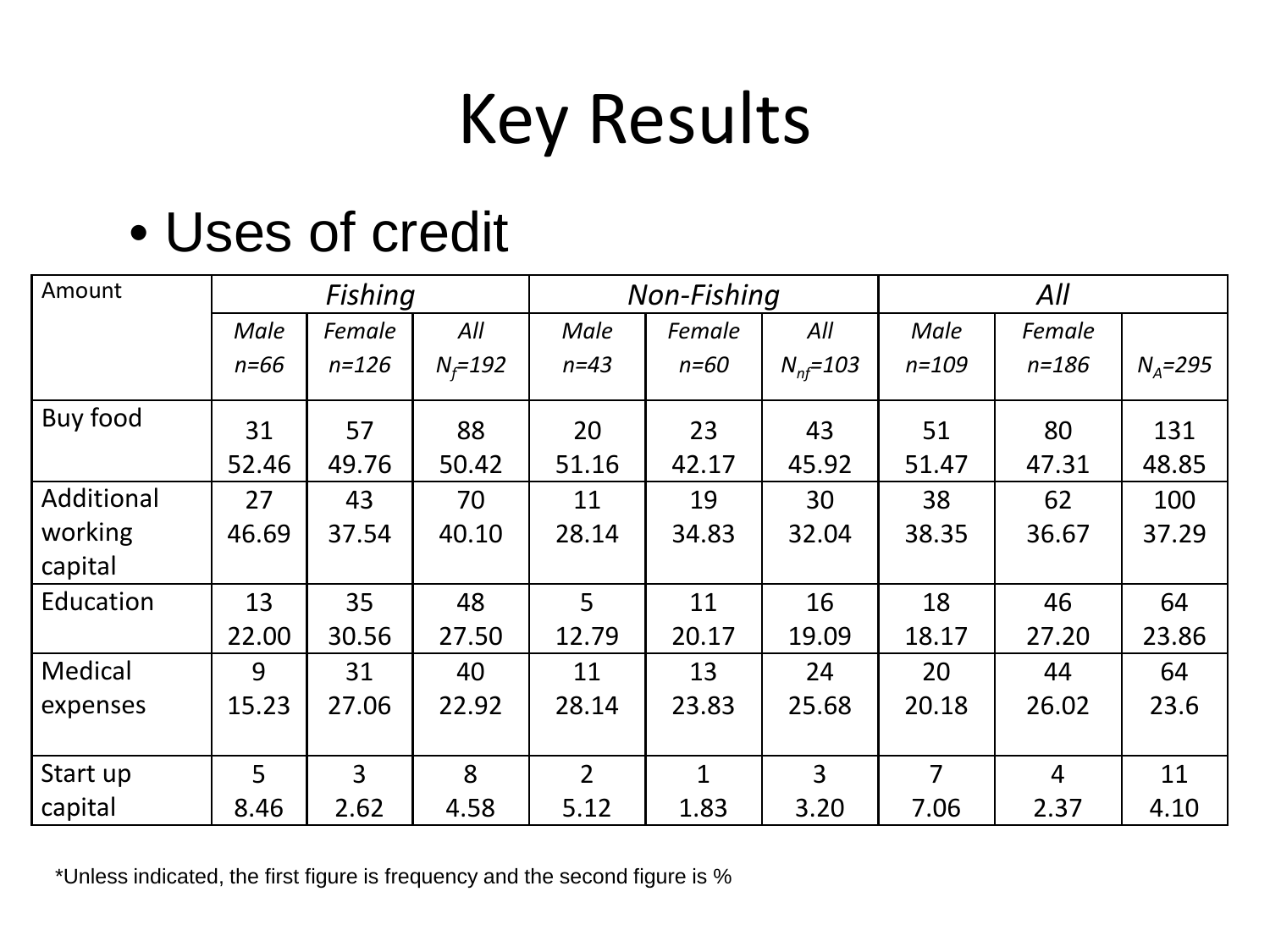# Key Results

- Uses of credit

| Amount | *Fishing* | | | *Non-Fishing* | | | *All* | | |
|---|---|---|---|---|---|---|---|---|---|
| | *Male* *n=66* | *Female* *n=126* | *All* $N_f$=192 | *Male* *n=43* | *Female* *n=60* | *All* $N_{nf}$=103 | *Male* *n=109* | *Female* *n=186* | $N_A$=295 |
| Buy food | 31 52.46 | 57 49.76 | 88 50.42 | 20 51.16 | 23 42.17 | 43 45.92 | 51 51.47 | 80 47.31 | 131 48.85 |
| Additional working capital | 27 46.69 | 43 37.54 | 70 40.10 | 11 28.14 | 19 34.83 | 30 32.04 | 38 38.35 | 62 36.67 | 100 37.29 |
| Education | 13 22.00 | 35 30.56 | 48 27.50 | 5 12.79 | 11 20.17 | 16 19.09 | 18 18.17 | 46 27.20 | 64 23.86 |
| Medical expenses | 9 15.23 | 31 27.06 | 40 22.92 | 11 28.14 | 13 23.83 | 24 25.68 | 20 20.18 | 44 26.02 | 64 23.6 |
| Start up capital | 5 8.46 | 3 2.62 | 8 4.58 | 2 5.12 | 1 1.83 | 3 3.20 | 7 7.06 | 4 2.37 | 11 4.10 |

*Unless indicated, the first figure is frequency and the second figure is %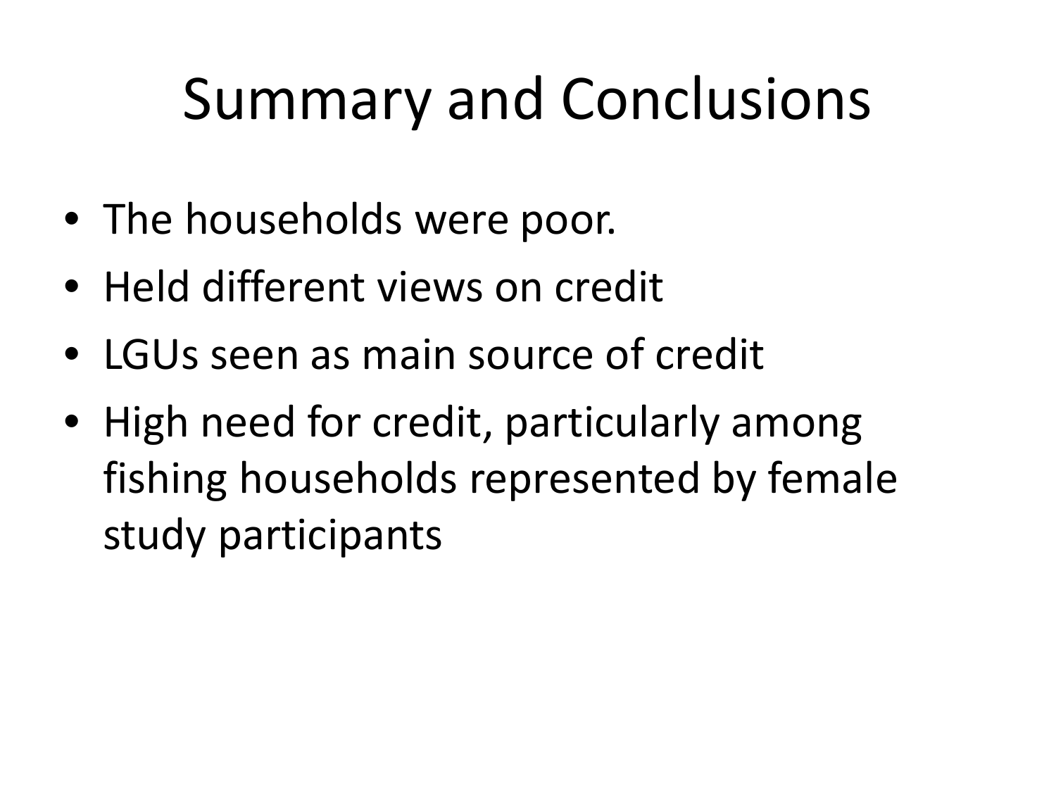# Summary and Conclusions

- The households were poor.
- Held different views on credit
- LGUs seen as main source of credit
- High need for credit, particularly among fishing households represented by female study participants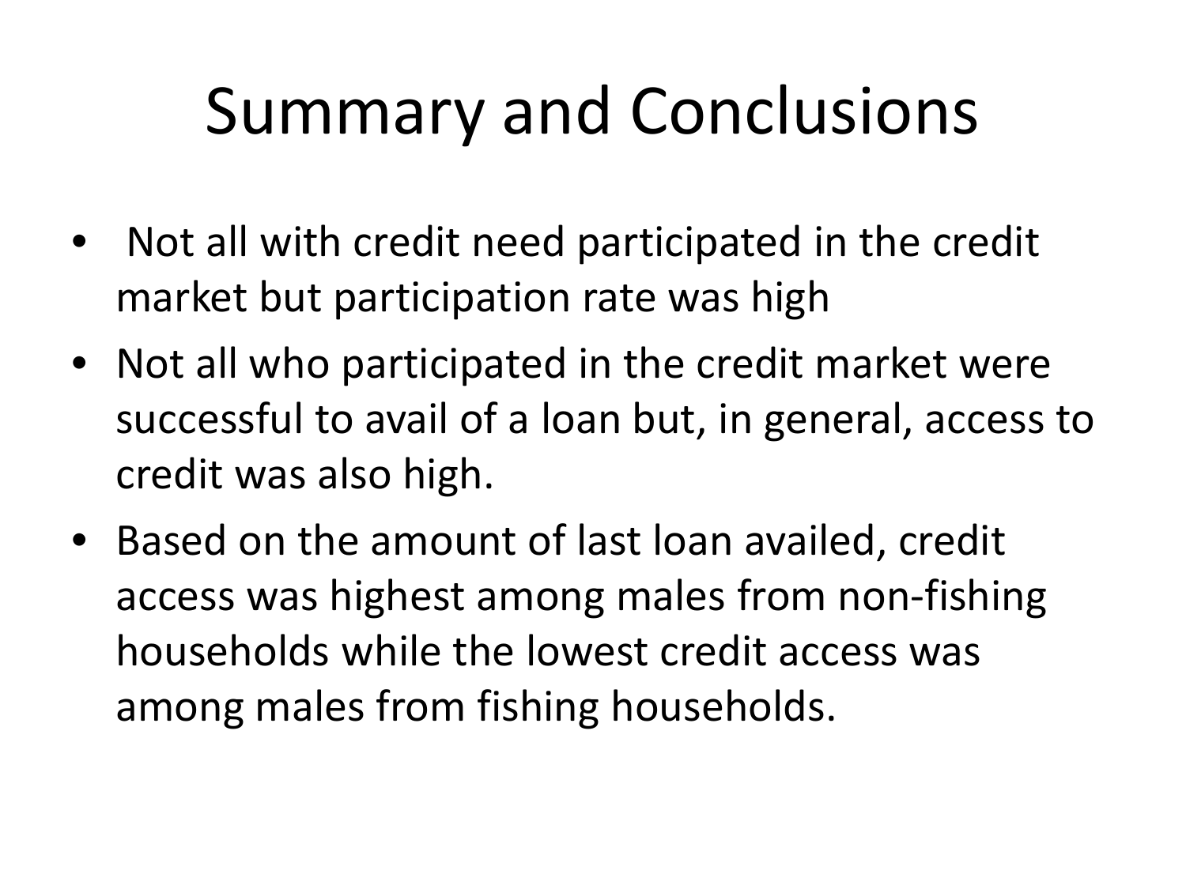# Summary and Conclusions

- Not all with credit need participated in the credit market but participation rate was high
- Not all who participated in the credit market were successful to avail of a loan but, in general, access to credit was also high.
- Based on the amount of last loan availed, credit access was highest among males from non-fishing households while the lowest credit access was among males from fishing households.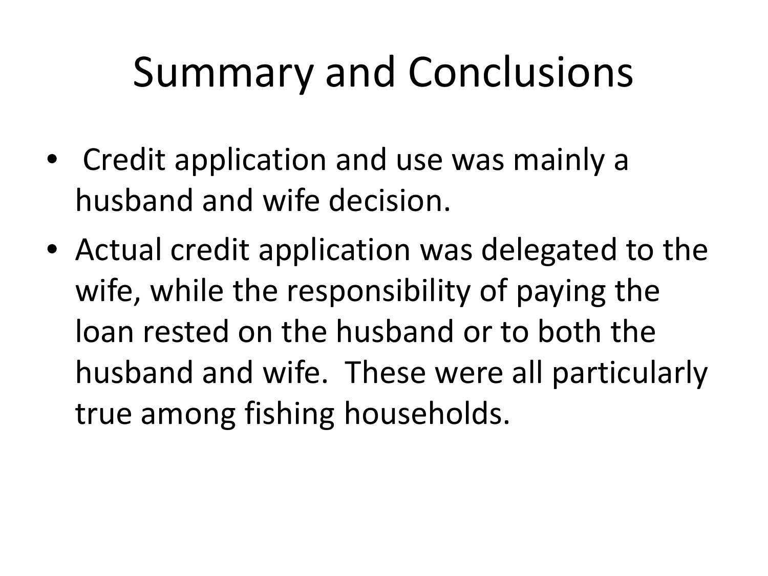# Summary and Conclusions

- Credit application and use was mainly a husband and wife decision.
- Actual credit application was delegated to the wife, while the responsibility of paying the loan rested on the husband or to both the husband and wife. These were all particularly true among fishing households.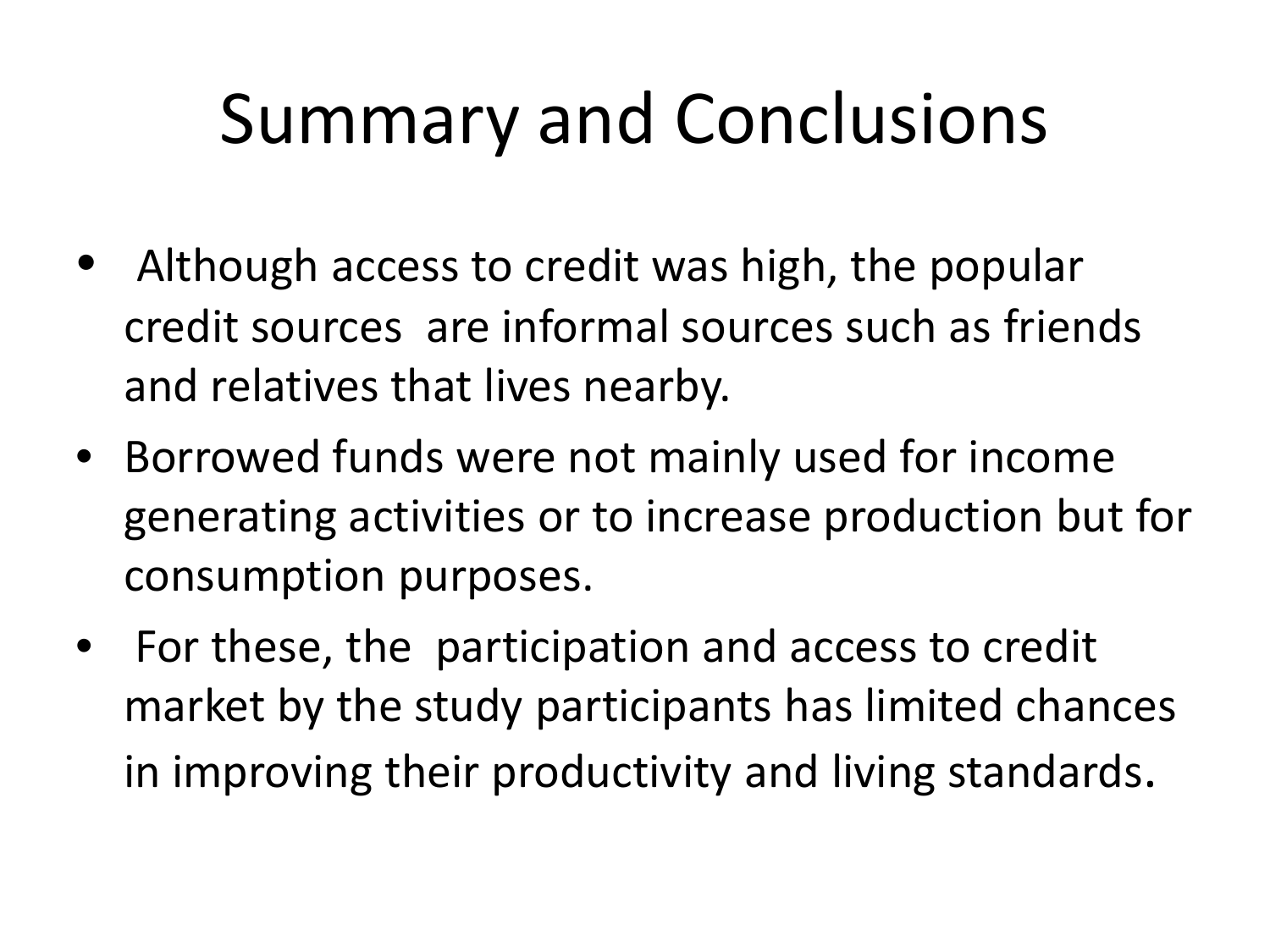# Summary and Conclusions

- Although access to credit was high, the popular credit sources are informal sources such as friends and relatives that lives nearby.
- Borrowed funds were not mainly used for income generating activities or to increase production but for consumption purposes.
- For these, the participation and access to credit market by the study participants has limited chances in improving their productivity and living standards.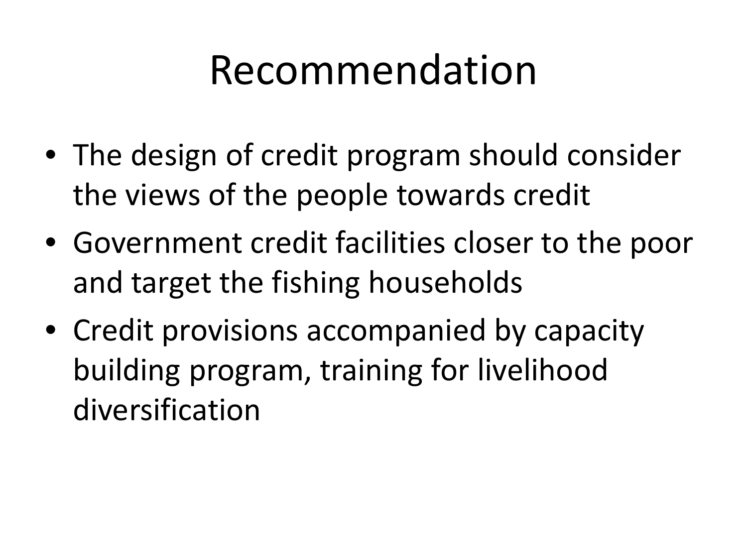# Recommendation

- The design of credit program should consider the views of the people towards credit
- Government credit facilities closer to the poor and target the fishing households
- Credit provisions accompanied by capacity building program, training for livelihood diversification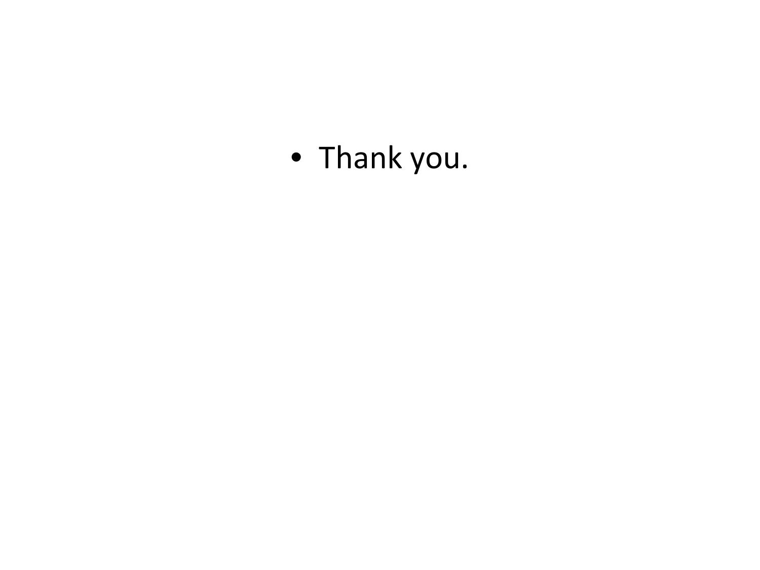- Thank you.